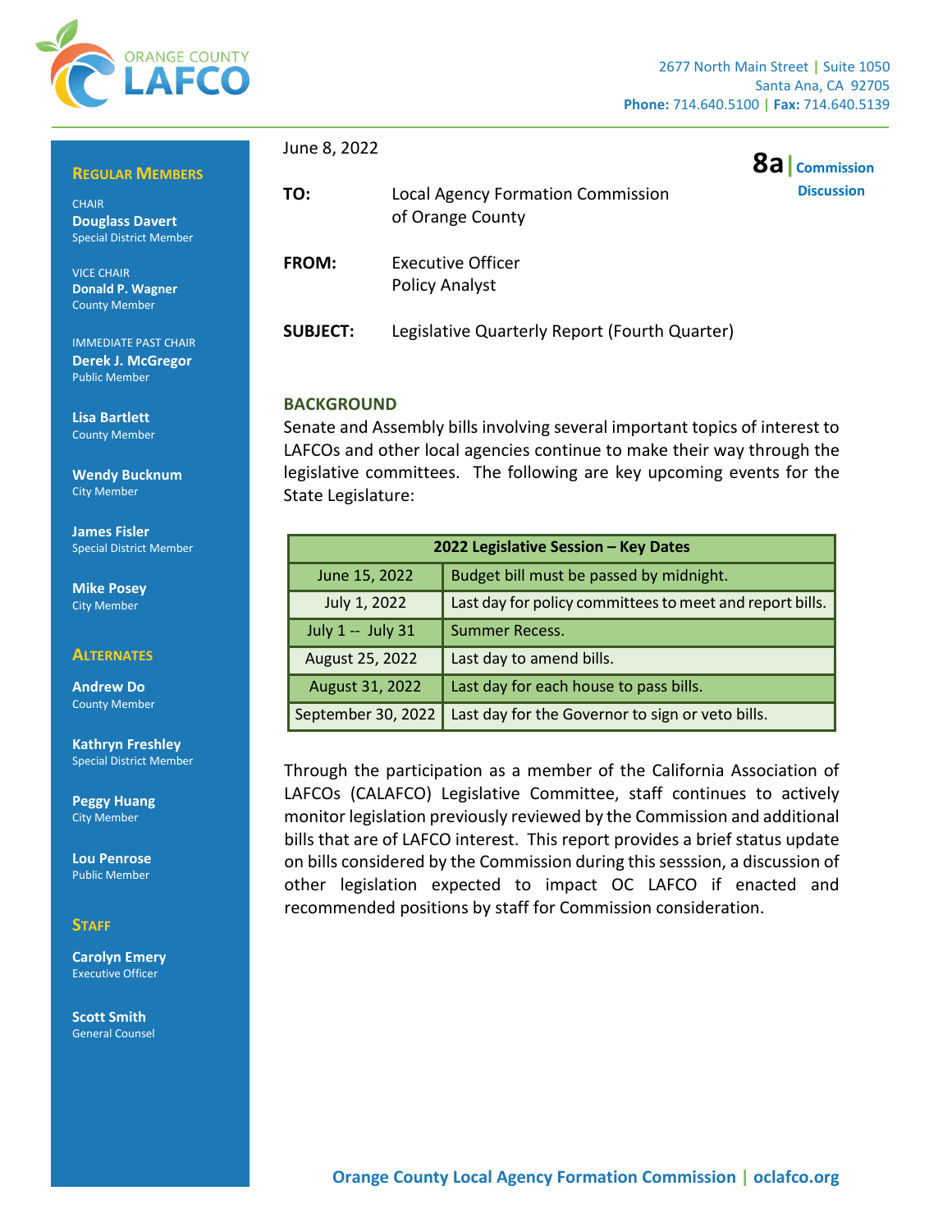ORANGE COUNTY **LAFCO**

2677 North Main Street | Suite 1050
Santa Ana, CA 92705
**Phone:** 714.640.5100 | **Fax:** 714.640.5139

**REGULAR MEMBERS**

CHAIR
**Douglass Davert**
Special District Member

VICE CHAIR
**Donald P. Wagner**
County Member

IMMEDIATE PAST CHAIR
**Derek J. McGregor**
Public Member

**Lisa Bartlett**
County Member

**Wendy Bucknum**
City Member

**James Fisler**
Special District Member

**Mike Posey**
City Member

**ALTERNATES**

**Andrew Do**
County Member

**Kathryn Freshley**
Special District Member

**Peggy Huang**
City Member

**Lou Penrose**
Public Member

**STAFF**

**Carolyn Emery**
Executive Officer

**Scott Smith**
General Counsel

June 8, 2022

**8a | Commission Discussion**

**TO:** Local Agency Formation Commission of Orange County

**FROM:** Executive Officer
Policy Analyst

**SUBJECT:** Legislative Quarterly Report (Fourth Quarter)

## BACKGROUND

Senate and Assembly bills involving several important topics of interest to LAFCOs and other local agencies continue to make their way through the legislative committees. The following are key upcoming events for the State Legislature:

| 2022 Legislative Session – Key Dates | |
|---|---|
| June 15, 2022 | Budget bill must be passed by midnight. |
| July 1, 2022 | Last day for policy committees to meet and report bills. |
| July 1 -- July 31 | Summer Recess. |
| August 25, 2022 | Last day to amend bills. |
| August 31, 2022 | Last day for each house to pass bills. |
| September 30, 2022 | Last day for the Governor to sign or veto bills. |

Through the participation as a member of the California Association of LAFCOs (CALAFCO) Legislative Committee, staff continues to actively monitor legislation previously reviewed by the Commission and additional bills that are of LAFCO interest. This report provides a brief status update on bills considered by the Commission during this sesssion, a discussion of other legislation expected to impact OC LAFCO if enacted and recommended positions by staff for Commission consideration.

Orange County Local Agency Formation Commission | oclafco.org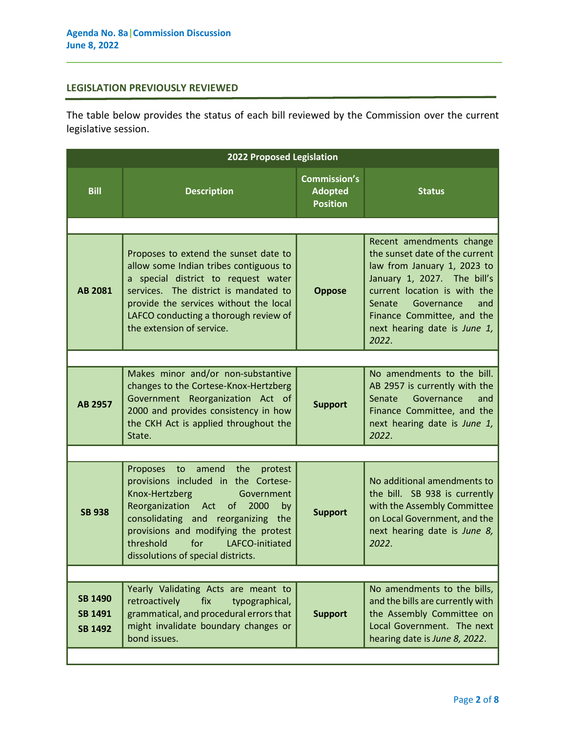## LEGISLATION PREVIOUSLY REVIEWED

The table below provides the status of each bill reviewed by the Commission over the current legislative session.

| 2022 Proposed Legislation | | | |
|---|---|---|---|
| **Bill** | **Description** | **Commission's Adopted Position** | **Status** |
| **AB 2081** | Proposes to extend the sunset date to allow some Indian tribes contiguous to a special district to request water services. The district is mandated to provide the services without the local LAFCO conducting a thorough review of the extension of service. | **Oppose** | Recent amendments change the sunset date of the current law from January 1, 2023 to January 1, 2027. The bill's current location is with the Senate Governance and Finance Committee, and the next hearing date is *June 1, 2022*. |
| **AB 2957** | Makes minor and/or non-substantive changes to the Cortese-Knox-Hertzberg Government Reorganization Act of 2000 and provides consistency in how the CKH Act is applied throughout the State. | **Support** | No amendments to the bill. AB 2957 is currently with the Senate Governance and Finance Committee, and the next hearing date is *June 1, 2022*. |
| **SB 938** | Proposes to amend the protest provisions included in the Cortese-Knox-Hertzberg Government Reorganization Act of 2000 by consolidating and reorganizing the provisions and modifying the protest threshold for LAFCO-initiated dissolutions of special districts. | **Support** | No additional amendments to the bill. SB 938 is currently with the Assembly Committee on Local Government, and the next hearing date is *June 8, 2022*. |
| **SB 1490**<br>**SB 1491**<br>**SB 1492** | Yearly Validating Acts are meant to retroactively fix typographical, grammatical, and procedural errors that might invalidate boundary changes or bond issues. | **Support** | No amendments to the bills, and the bills are currently with the Assembly Committee on Local Government. The next hearing date is *June 8, 2022*. |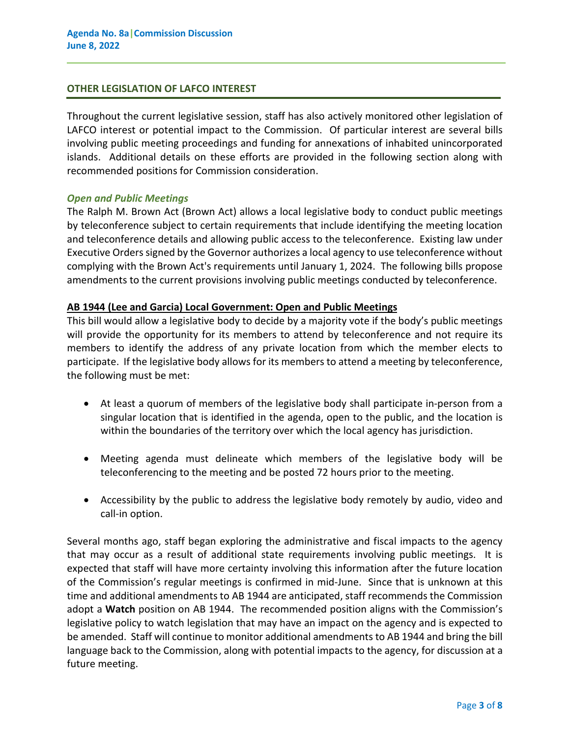## OTHER LEGISLATION OF LAFCO INTEREST

Throughout the current legislative session, staff has also actively monitored other legislation of LAFCO interest or potential impact to the Commission. Of particular interest are several bills involving public meeting proceedings and funding for annexations of inhabited unincorporated islands. Additional details on these efforts are provided in the following section along with recommended positions for Commission consideration.

### *Open and Public Meetings*

The Ralph M. Brown Act (Brown Act) allows a local legislative body to conduct public meetings by teleconference subject to certain requirements that include identifying the meeting location and teleconference details and allowing public access to the teleconference. Existing law under Executive Orders signed by the Governor authorizes a local agency to use teleconference without complying with the Brown Act's requirements until January 1, 2024. The following bills propose amendments to the current provisions involving public meetings conducted by teleconference.

#### AB 1944 (Lee and Garcia) Local Government: Open and Public Meetings

This bill would allow a legislative body to decide by a majority vote if the body's public meetings will provide the opportunity for its members to attend by teleconference and not require its members to identify the address of any private location from which the member elects to participate. If the legislative body allows for its members to attend a meeting by teleconference, the following must be met:

- At least a quorum of members of the legislative body shall participate in-person from a singular location that is identified in the agenda, open to the public, and the location is within the boundaries of the territory over which the local agency has jurisdiction.
- Meeting agenda must delineate which members of the legislative body will be teleconferencing to the meeting and be posted 72 hours prior to the meeting.
- Accessibility by the public to address the legislative body remotely by audio, video and call-in option.

Several months ago, staff began exploring the administrative and fiscal impacts to the agency that may occur as a result of additional state requirements involving public meetings. It is expected that staff will have more certainty involving this information after the future location of the Commission's regular meetings is confirmed in mid-June. Since that is unknown at this time and additional amendments to AB 1944 are anticipated, staff recommends the Commission adopt a **Watch** position on AB 1944. The recommended position aligns with the Commission's legislative policy to watch legislation that may have an impact on the agency and is expected to be amended. Staff will continue to monitor additional amendments to AB 1944 and bring the bill language back to the Commission, along with potential impacts to the agency, for discussion at a future meeting.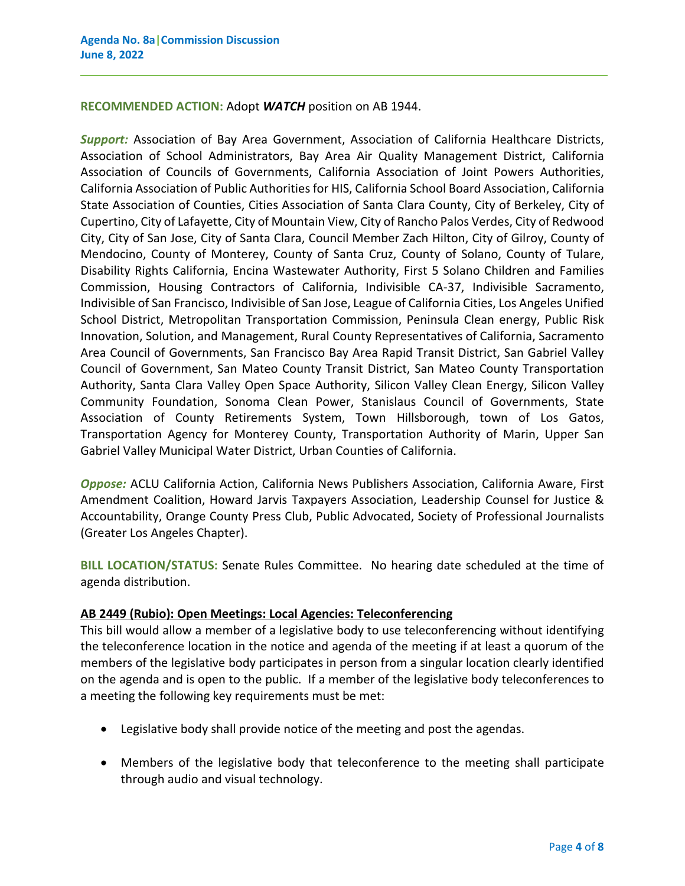**RECOMMENDED ACTION:** Adopt ***WATCH*** position on AB 1944.

***Support:*** Association of Bay Area Government, Association of California Healthcare Districts, Association of School Administrators, Bay Area Air Quality Management District, California Association of Councils of Governments, California Association of Joint Powers Authorities, California Association of Public Authorities for HIS, California School Board Association, California State Association of Counties, Cities Association of Santa Clara County, City of Berkeley, City of Cupertino, City of Lafayette, City of Mountain View, City of Rancho Palos Verdes, City of Redwood City, City of San Jose, City of Santa Clara, Council Member Zach Hilton, City of Gilroy, County of Mendocino, County of Monterey, County of Santa Cruz, County of Solano, County of Tulare, Disability Rights California, Encina Wastewater Authority, First 5 Solano Children and Families Commission, Housing Contractors of California, Indivisible CA-37, Indivisible Sacramento, Indivisible of San Francisco, Indivisible of San Jose, League of California Cities, Los Angeles Unified School District, Metropolitan Transportation Commission, Peninsula Clean energy, Public Risk Innovation, Solution, and Management, Rural County Representatives of California, Sacramento Area Council of Governments, San Francisco Bay Area Rapid Transit District, San Gabriel Valley Council of Government, San Mateo County Transit District, San Mateo County Transportation Authority, Santa Clara Valley Open Space Authority, Silicon Valley Clean Energy, Silicon Valley Community Foundation, Sonoma Clean Power, Stanislaus Council of Governments, State Association of County Retirements System, Town Hillsborough, town of Los Gatos, Transportation Agency for Monterey County, Transportation Authority of Marin, Upper San Gabriel Valley Municipal Water District, Urban Counties of California.

***Oppose:*** ACLU California Action, California News Publishers Association, California Aware, First Amendment Coalition, Howard Jarvis Taxpayers Association, Leadership Counsel for Justice & Accountability, Orange County Press Club, Public Advocated, Society of Professional Journalists (Greater Los Angeles Chapter).

**BILL LOCATION/STATUS:** Senate Rules Committee. No hearing date scheduled at the time of agenda distribution.

**AB 2449 (Rubio): Open Meetings: Local Agencies: Teleconferencing**

This bill would allow a member of a legislative body to use teleconferencing without identifying the teleconference location in the notice and agenda of the meeting if at least a quorum of the members of the legislative body participates in person from a singular location clearly identified on the agenda and is open to the public. If a member of the legislative body teleconferences to a meeting the following key requirements must be met:

- Legislative body shall provide notice of the meeting and post the agendas.
- Members of the legislative body that teleconference to the meeting shall participate through audio and visual technology.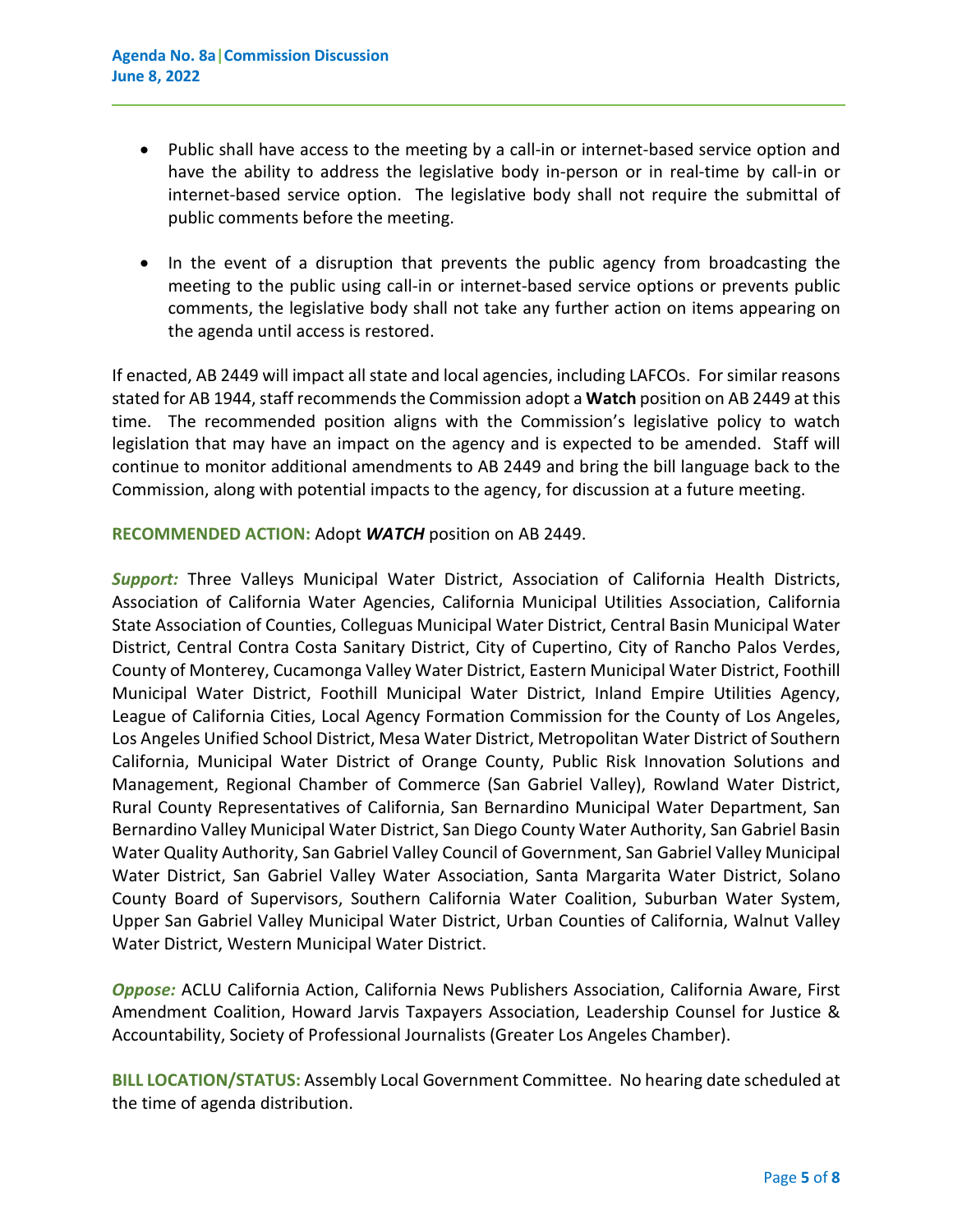- Public shall have access to the meeting by a call-in or internet-based service option and have the ability to address the legislative body in-person or in real-time by call-in or internet-based service option. The legislative body shall not require the submittal of public comments before the meeting.

- In the event of a disruption that prevents the public agency from broadcasting the meeting to the public using call-in or internet-based service options or prevents public comments, the legislative body shall not take any further action on items appearing on the agenda until access is restored.

If enacted, AB 2449 will impact all state and local agencies, including LAFCOs. For similar reasons stated for AB 1944, staff recommends the Commission adopt a **Watch** position on AB 2449 at this time. The recommended position aligns with the Commission's legislative policy to watch legislation that may have an impact on the agency and is expected to be amended. Staff will continue to monitor additional amendments to AB 2449 and bring the bill language back to the Commission, along with potential impacts to the agency, for discussion at a future meeting.

**RECOMMENDED ACTION:** Adopt ***WATCH*** position on AB 2449.

***Support:*** Three Valleys Municipal Water District, Association of California Health Districts, Association of California Water Agencies, California Municipal Utilities Association, California State Association of Counties, Colleguas Municipal Water District, Central Basin Municipal Water District, Central Contra Costa Sanitary District, City of Cupertino, City of Rancho Palos Verdes, County of Monterey, Cucamonga Valley Water District, Eastern Municipal Water District, Foothill Municipal Water District, Foothill Municipal Water District, Inland Empire Utilities Agency, League of California Cities, Local Agency Formation Commission for the County of Los Angeles, Los Angeles Unified School District, Mesa Water District, Metropolitan Water District of Southern California, Municipal Water District of Orange County, Public Risk Innovation Solutions and Management, Regional Chamber of Commerce (San Gabriel Valley), Rowland Water District, Rural County Representatives of California, San Bernardino Municipal Water Department, San Bernardino Valley Municipal Water District, San Diego County Water Authority, San Gabriel Basin Water Quality Authority, San Gabriel Valley Council of Government, San Gabriel Valley Municipal Water District, San Gabriel Valley Water Association, Santa Margarita Water District, Solano County Board of Supervisors, Southern California Water Coalition, Suburban Water System, Upper San Gabriel Valley Municipal Water District, Urban Counties of California, Walnut Valley Water District, Western Municipal Water District.

***Oppose:*** ACLU California Action, California News Publishers Association, California Aware, First Amendment Coalition, Howard Jarvis Taxpayers Association, Leadership Counsel for Justice & Accountability, Society of Professional Journalists (Greater Los Angeles Chamber).

**BILL LOCATION/STATUS:** Assembly Local Government Committee. No hearing date scheduled at the time of agenda distribution.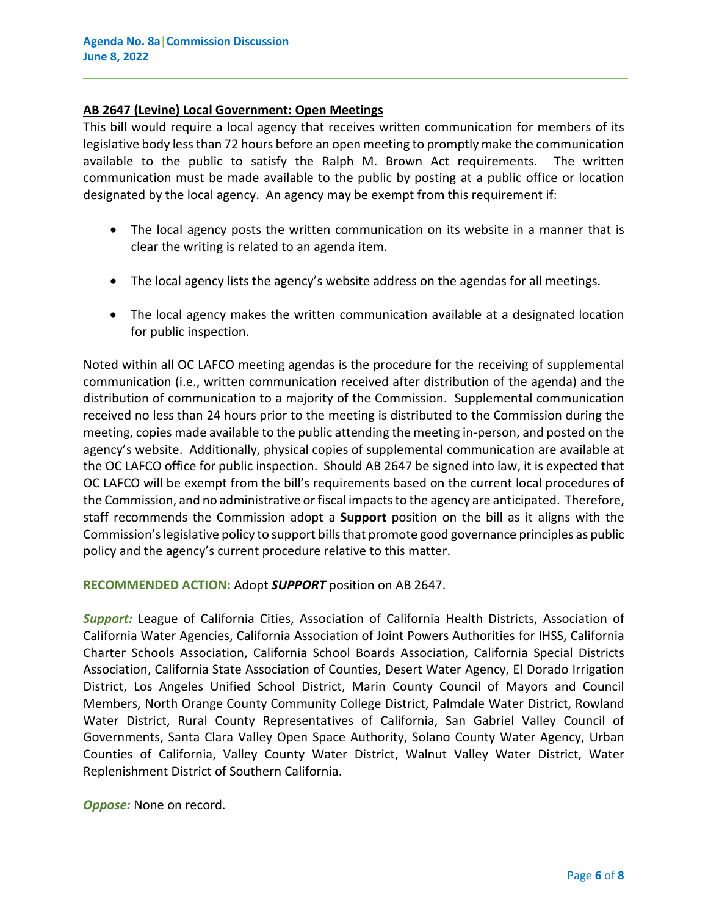**Agenda No. 8a | Commission Discussion**
**June 8, 2022**

**AB 2647 (Levine) Local Government: Open Meetings**

This bill would require a local agency that receives written communication for members of its legislative body less than 72 hours before an open meeting to promptly make the communication available to the public to satisfy the Ralph M. Brown Act requirements. The written communication must be made available to the public by posting at a public office or location designated by the local agency. An agency may be exempt from this requirement if:

- The local agency posts the written communication on its website in a manner that is clear the writing is related to an agenda item.
- The local agency lists the agency's website address on the agendas for all meetings.
- The local agency makes the written communication available at a designated location for public inspection.

Noted within all OC LAFCO meeting agendas is the procedure for the receiving of supplemental communication (i.e., written communication received after distribution of the agenda) and the distribution of communication to a majority of the Commission. Supplemental communication received no less than 24 hours prior to the meeting is distributed to the Commission during the meeting, copies made available to the public attending the meeting in-person, and posted on the agency's website. Additionally, physical copies of supplemental communication are available at the OC LAFCO office for public inspection. Should AB 2647 be signed into law, it is expected that OC LAFCO will be exempt from the bill's requirements based on the current local procedures of the Commission, and no administrative or fiscal impacts to the agency are anticipated. Therefore, staff recommends the Commission adopt a **Support** position on the bill as it aligns with the Commission's legislative policy to support bills that promote good governance principles as public policy and the agency's current procedure relative to this matter.

**RECOMMENDED ACTION:** Adopt ***SUPPORT*** position on AB 2647.

***Support:*** League of California Cities, Association of California Health Districts, Association of California Water Agencies, California Association of Joint Powers Authorities for IHSS, California Charter Schools Association, California School Boards Association, California Special Districts Association, California State Association of Counties, Desert Water Agency, El Dorado Irrigation District, Los Angeles Unified School District, Marin County Council of Mayors and Council Members, North Orange County Community College District, Palmdale Water District, Rowland Water District, Rural County Representatives of California, San Gabriel Valley Council of Governments, Santa Clara Valley Open Space Authority, Solano County Water Agency, Urban Counties of California, Valley County Water District, Walnut Valley Water District, Water Replenishment District of Southern California.

***Oppose:*** None on record.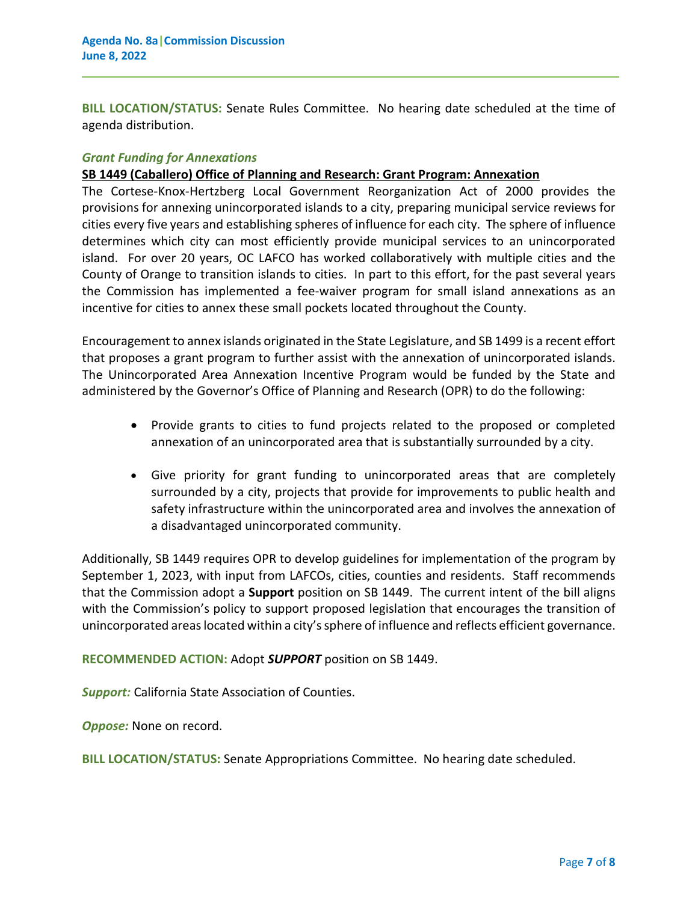**BILL LOCATION/STATUS:** Senate Rules Committee. No hearing date scheduled at the time of agenda distribution.

### *Grant Funding for Annexations*

**SB 1449 (Caballero) Office of Planning and Research: Grant Program: Annexation**

The Cortese-Knox-Hertzberg Local Government Reorganization Act of 2000 provides the provisions for annexing unincorporated islands to a city, preparing municipal service reviews for cities every five years and establishing spheres of influence for each city. The sphere of influence determines which city can most efficiently provide municipal services to an unincorporated island. For over 20 years, OC LAFCO has worked collaboratively with multiple cities and the County of Orange to transition islands to cities. In part to this effort, for the past several years the Commission has implemented a fee-waiver program for small island annexations as an incentive for cities to annex these small pockets located throughout the County.

Encouragement to annex islands originated in the State Legislature, and SB 1499 is a recent effort that proposes a grant program to further assist with the annexation of unincorporated islands. The Unincorporated Area Annexation Incentive Program would be funded by the State and administered by the Governor's Office of Planning and Research (OPR) to do the following:

- Provide grants to cities to fund projects related to the proposed or completed annexation of an unincorporated area that is substantially surrounded by a city.
- Give priority for grant funding to unincorporated areas that are completely surrounded by a city, projects that provide for improvements to public health and safety infrastructure within the unincorporated area and involves the annexation of a disadvantaged unincorporated community.

Additionally, SB 1449 requires OPR to develop guidelines for implementation of the program by September 1, 2023, with input from LAFCOs, cities, counties and residents. Staff recommends that the Commission adopt a **Support** position on SB 1449. The current intent of the bill aligns with the Commission's policy to support proposed legislation that encourages the transition of unincorporated areas located within a city's sphere of influence and reflects efficient governance.

**RECOMMENDED ACTION:** Adopt ***SUPPORT*** position on SB 1449.

***Support:*** California State Association of Counties.

***Oppose:*** None on record.

**BILL LOCATION/STATUS:** Senate Appropriations Committee. No hearing date scheduled.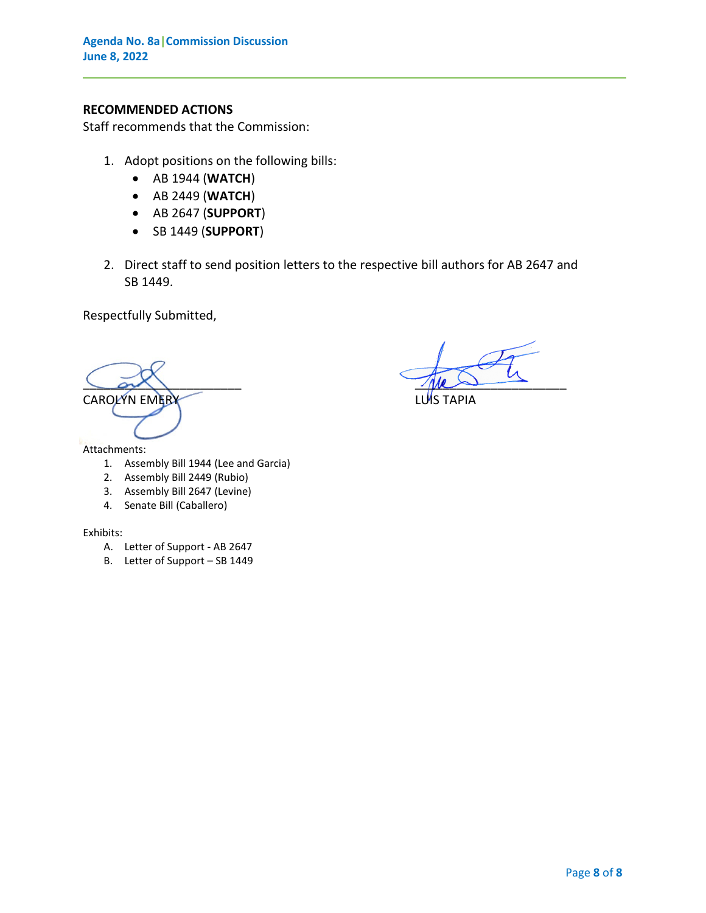**RECOMMENDED ACTIONS**

Staff recommends that the Commission:

1. Adopt positions on the following bills:
   - AB 1944 (**WATCH**)
   - AB 2449 (**WATCH**)
   - AB 2647 (**SUPPORT**)
   - SB 1449 (**SUPPORT**)

2. Direct staff to send position letters to the respective bill authors for AB 2647 and SB 1449.

Respectfully Submitted,

CAROLYN EMERY

LUIS TAPIA

Attachments:

1. Assembly Bill 1944 (Lee and Garcia)
2. Assembly Bill 2449 (Rubio)
3. Assembly Bill 2647 (Levine)
4. Senate Bill (Caballero)

Exhibits:

A. Letter of Support - AB 2647
B. Letter of Support – SB 1449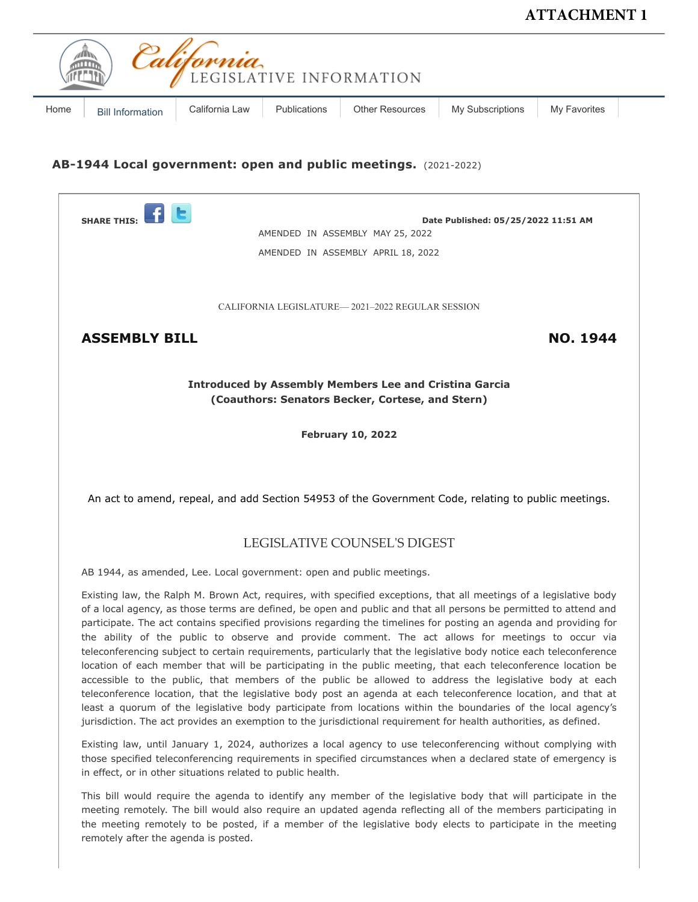ATTACHMENT 1

California LEGISLATIVE INFORMATION

Home | Bill Information | California Law | Publications | Other Resources | My Subscriptions | My Favorites

## AB-1944 Local government: open and public meetings. (2021-2022)

SHARE THIS:

**Date Published: 05/25/2022 11:51 AM**

AMENDED IN ASSEMBLY MAY 25, 2022

AMENDED IN ASSEMBLY APRIL 18, 2022

CALIFORNIA LEGISLATURE— 2021–2022 REGULAR SESSION

**ASSEMBLY BILL** **NO. 1944**

**Introduced by Assembly Members Lee and Cristina Garcia**
**(Coauthors: Senators Becker, Cortese, and Stern)**

**February 10, 2022**

An act to amend, repeal, and add Section 54953 of the Government Code, relating to public meetings.

## LEGISLATIVE COUNSEL'S DIGEST

AB 1944, as amended, Lee. Local government: open and public meetings.

Existing law, the Ralph M. Brown Act, requires, with specified exceptions, that all meetings of a legislative body of a local agency, as those terms are defined, be open and public and that all persons be permitted to attend and participate. The act contains specified provisions regarding the timelines for posting an agenda and providing for the ability of the public to observe and provide comment. The act allows for meetings to occur via teleconferencing subject to certain requirements, particularly that the legislative body notice each teleconference location of each member that will be participating in the public meeting, that each teleconference location be accessible to the public, that members of the public be allowed to address the legislative body at each teleconference location, that the legislative body post an agenda at each teleconference location, and that at least a quorum of the legislative body participate from locations within the boundaries of the local agency's jurisdiction. The act provides an exemption to the jurisdictional requirement for health authorities, as defined.

Existing law, until January 1, 2024, authorizes a local agency to use teleconferencing without complying with those specified teleconferencing requirements in specified circumstances when a declared state of emergency is in effect, or in other situations related to public health.

This bill would require the agenda to identify any member of the legislative body that will participate in the meeting remotely. The bill would also require an updated agenda reflecting all of the members participating in the meeting remotely to be posted, if a member of the legislative body elects to participate in the meeting remotely after the agenda is posted.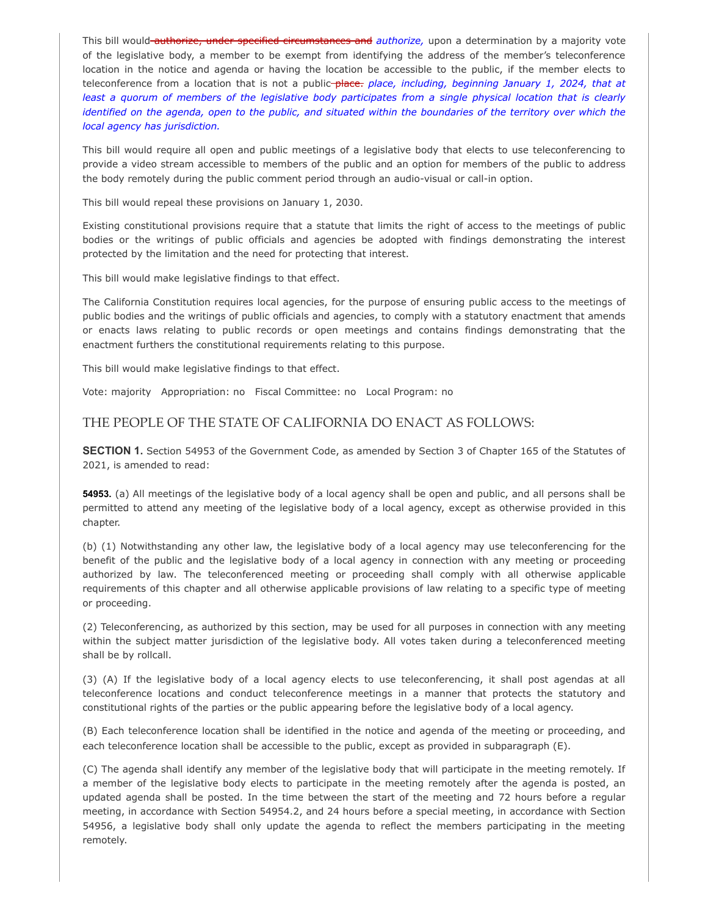This bill would ~~authorize, under specified circumstances and~~ *authorize,* upon a determination by a majority vote of the legislative body, a member to be exempt from identifying the address of the member's teleconference location in the notice and agenda or having the location be accessible to the public, if the member elects to teleconference from a location that is not a public ~~place.~~ *place, including, beginning January 1, 2024, that at least a quorum of members of the legislative body participates from a single physical location that is clearly identified on the agenda, open to the public, and situated within the boundaries of the territory over which the local agency has jurisdiction.*

This bill would require all open and public meetings of a legislative body that elects to use teleconferencing to provide a video stream accessible to members of the public and an option for members of the public to address the body remotely during the public comment period through an audio-visual or call-in option.

This bill would repeal these provisions on January 1, 2030.

Existing constitutional provisions require that a statute that limits the right of access to the meetings of public bodies or the writings of public officials and agencies be adopted with findings demonstrating the interest protected by the limitation and the need for protecting that interest.

This bill would make legislative findings to that effect.

The California Constitution requires local agencies, for the purpose of ensuring public access to the meetings of public bodies and the writings of public officials and agencies, to comply with a statutory enactment that amends or enacts laws relating to public records or open meetings and contains findings demonstrating that the enactment furthers the constitutional requirements relating to this purpose.

This bill would make legislative findings to that effect.

Vote: majority Appropriation: no Fiscal Committee: no Local Program: no

## THE PEOPLE OF THE STATE OF CALIFORNIA DO ENACT AS FOLLOWS:

**SECTION 1.** Section 54953 of the Government Code, as amended by Section 3 of Chapter 165 of the Statutes of 2021, is amended to read:

**54953.** (a) All meetings of the legislative body of a local agency shall be open and public, and all persons shall be permitted to attend any meeting of the legislative body of a local agency, except as otherwise provided in this chapter.

(b) (1) Notwithstanding any other law, the legislative body of a local agency may use teleconferencing for the benefit of the public and the legislative body of a local agency in connection with any meeting or proceeding authorized by law. The teleconferenced meeting or proceeding shall comply with all otherwise applicable requirements of this chapter and all otherwise applicable provisions of law relating to a specific type of meeting or proceeding.

(2) Teleconferencing, as authorized by this section, may be used for all purposes in connection with any meeting within the subject matter jurisdiction of the legislative body. All votes taken during a teleconferenced meeting shall be by rollcall.

(3) (A) If the legislative body of a local agency elects to use teleconferencing, it shall post agendas at all teleconference locations and conduct teleconference meetings in a manner that protects the statutory and constitutional rights of the parties or the public appearing before the legislative body of a local agency.

(B) Each teleconference location shall be identified in the notice and agenda of the meeting or proceeding, and each teleconference location shall be accessible to the public, except as provided in subparagraph (E).

(C) The agenda shall identify any member of the legislative body that will participate in the meeting remotely. If a member of the legislative body elects to participate in the meeting remotely after the agenda is posted, an updated agenda shall be posted. In the time between the start of the meeting and 72 hours before a regular meeting, in accordance with Section 54954.2, and 24 hours before a special meeting, in accordance with Section 54956, a legislative body shall only update the agenda to reflect the members participating in the meeting remotely.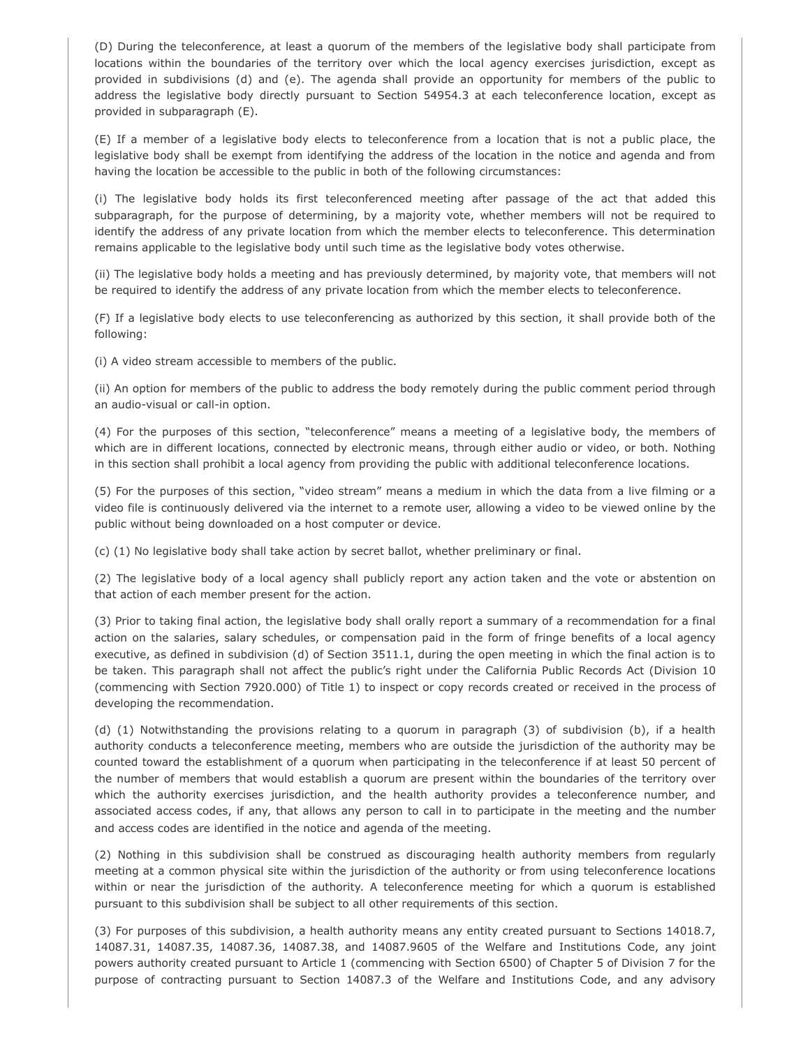(D) During the teleconference, at least a quorum of the members of the legislative body shall participate from locations within the boundaries of the territory over which the local agency exercises jurisdiction, except as provided in subdivisions (d) and (e). The agenda shall provide an opportunity for members of the public to address the legislative body directly pursuant to Section 54954.3 at each teleconference location, except as provided in subparagraph (E).

(E) If a member of a legislative body elects to teleconference from a location that is not a public place, the legislative body shall be exempt from identifying the address of the location in the notice and agenda and from having the location be accessible to the public in both of the following circumstances:

(i) The legislative body holds its first teleconferenced meeting after passage of the act that added this subparagraph, for the purpose of determining, by a majority vote, whether members will not be required to identify the address of any private location from which the member elects to teleconference. This determination remains applicable to the legislative body until such time as the legislative body votes otherwise.

(ii) The legislative body holds a meeting and has previously determined, by majority vote, that members will not be required to identify the address of any private location from which the member elects to teleconference.

(F) If a legislative body elects to use teleconferencing as authorized by this section, it shall provide both of the following:

(i) A video stream accessible to members of the public.

(ii) An option for members of the public to address the body remotely during the public comment period through an audio-visual or call-in option.

(4) For the purposes of this section, "teleconference" means a meeting of a legislative body, the members of which are in different locations, connected by electronic means, through either audio or video, or both. Nothing in this section shall prohibit a local agency from providing the public with additional teleconference locations.

(5) For the purposes of this section, "video stream" means a medium in which the data from a live filming or a video file is continuously delivered via the internet to a remote user, allowing a video to be viewed online by the public without being downloaded on a host computer or device.

(c) (1) No legislative body shall take action by secret ballot, whether preliminary or final.

(2) The legislative body of a local agency shall publicly report any action taken and the vote or abstention on that action of each member present for the action.

(3) Prior to taking final action, the legislative body shall orally report a summary of a recommendation for a final action on the salaries, salary schedules, or compensation paid in the form of fringe benefits of a local agency executive, as defined in subdivision (d) of Section 3511.1, during the open meeting in which the final action is to be taken. This paragraph shall not affect the public's right under the California Public Records Act (Division 10 (commencing with Section 7920.000) of Title 1) to inspect or copy records created or received in the process of developing the recommendation.

(d) (1) Notwithstanding the provisions relating to a quorum in paragraph (3) of subdivision (b), if a health authority conducts a teleconference meeting, members who are outside the jurisdiction of the authority may be counted toward the establishment of a quorum when participating in the teleconference if at least 50 percent of the number of members that would establish a quorum are present within the boundaries of the territory over which the authority exercises jurisdiction, and the health authority provides a teleconference number, and associated access codes, if any, that allows any person to call in to participate in the meeting and the number and access codes are identified in the notice and agenda of the meeting.

(2) Nothing in this subdivision shall be construed as discouraging health authority members from regularly meeting at a common physical site within the jurisdiction of the authority or from using teleconference locations within or near the jurisdiction of the authority. A teleconference meeting for which a quorum is established pursuant to this subdivision shall be subject to all other requirements of this section.

(3) For purposes of this subdivision, a health authority means any entity created pursuant to Sections 14018.7, 14087.31, 14087.35, 14087.36, 14087.38, and 14087.9605 of the Welfare and Institutions Code, any joint powers authority created pursuant to Article 1 (commencing with Section 6500) of Chapter 5 of Division 7 for the purpose of contracting pursuant to Section 14087.3 of the Welfare and Institutions Code, and any advisory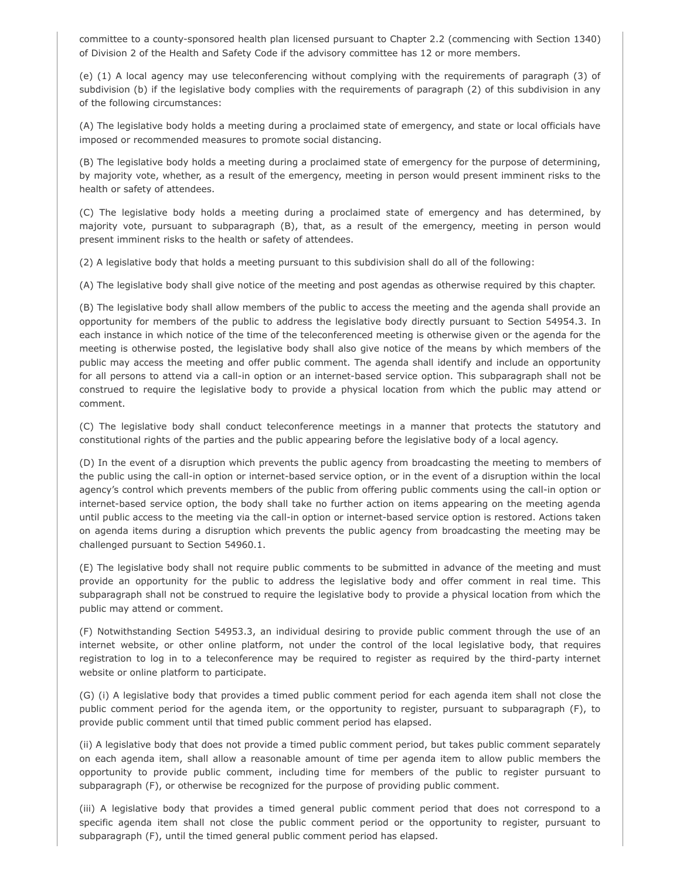committee to a county-sponsored health plan licensed pursuant to Chapter 2.2 (commencing with Section 1340) of Division 2 of the Health and Safety Code if the advisory committee has 12 or more members.

(e) (1) A local agency may use teleconferencing without complying with the requirements of paragraph (3) of subdivision (b) if the legislative body complies with the requirements of paragraph (2) of this subdivision in any of the following circumstances:

(A) The legislative body holds a meeting during a proclaimed state of emergency, and state or local officials have imposed or recommended measures to promote social distancing.

(B) The legislative body holds a meeting during a proclaimed state of emergency for the purpose of determining, by majority vote, whether, as a result of the emergency, meeting in person would present imminent risks to the health or safety of attendees.

(C) The legislative body holds a meeting during a proclaimed state of emergency and has determined, by majority vote, pursuant to subparagraph (B), that, as a result of the emergency, meeting in person would present imminent risks to the health or safety of attendees.

(2) A legislative body that holds a meeting pursuant to this subdivision shall do all of the following:

(A) The legislative body shall give notice of the meeting and post agendas as otherwise required by this chapter.

(B) The legislative body shall allow members of the public to access the meeting and the agenda shall provide an opportunity for members of the public to address the legislative body directly pursuant to Section 54954.3. In each instance in which notice of the time of the teleconferenced meeting is otherwise given or the agenda for the meeting is otherwise posted, the legislative body shall also give notice of the means by which members of the public may access the meeting and offer public comment. The agenda shall identify and include an opportunity for all persons to attend via a call-in option or an internet-based service option. This subparagraph shall not be construed to require the legislative body to provide a physical location from which the public may attend or comment.

(C) The legislative body shall conduct teleconference meetings in a manner that protects the statutory and constitutional rights of the parties and the public appearing before the legislative body of a local agency.

(D) In the event of a disruption which prevents the public agency from broadcasting the meeting to members of the public using the call-in option or internet-based service option, or in the event of a disruption within the local agency's control which prevents members of the public from offering public comments using the call-in option or internet-based service option, the body shall take no further action on items appearing on the meeting agenda until public access to the meeting via the call-in option or internet-based service option is restored. Actions taken on agenda items during a disruption which prevents the public agency from broadcasting the meeting may be challenged pursuant to Section 54960.1.

(E) The legislative body shall not require public comments to be submitted in advance of the meeting and must provide an opportunity for the public to address the legislative body and offer comment in real time. This subparagraph shall not be construed to require the legislative body to provide a physical location from which the public may attend or comment.

(F) Notwithstanding Section 54953.3, an individual desiring to provide public comment through the use of an internet website, or other online platform, not under the control of the local legislative body, that requires registration to log in to a teleconference may be required to register as required by the third-party internet website or online platform to participate.

(G) (i) A legislative body that provides a timed public comment period for each agenda item shall not close the public comment period for the agenda item, or the opportunity to register, pursuant to subparagraph (F), to provide public comment until that timed public comment period has elapsed.

(ii) A legislative body that does not provide a timed public comment period, but takes public comment separately on each agenda item, shall allow a reasonable amount of time per agenda item to allow public members the opportunity to provide public comment, including time for members of the public to register pursuant to subparagraph (F), or otherwise be recognized for the purpose of providing public comment.

(iii) A legislative body that provides a timed general public comment period that does not correspond to a specific agenda item shall not close the public comment period or the opportunity to register, pursuant to subparagraph (F), until the timed general public comment period has elapsed.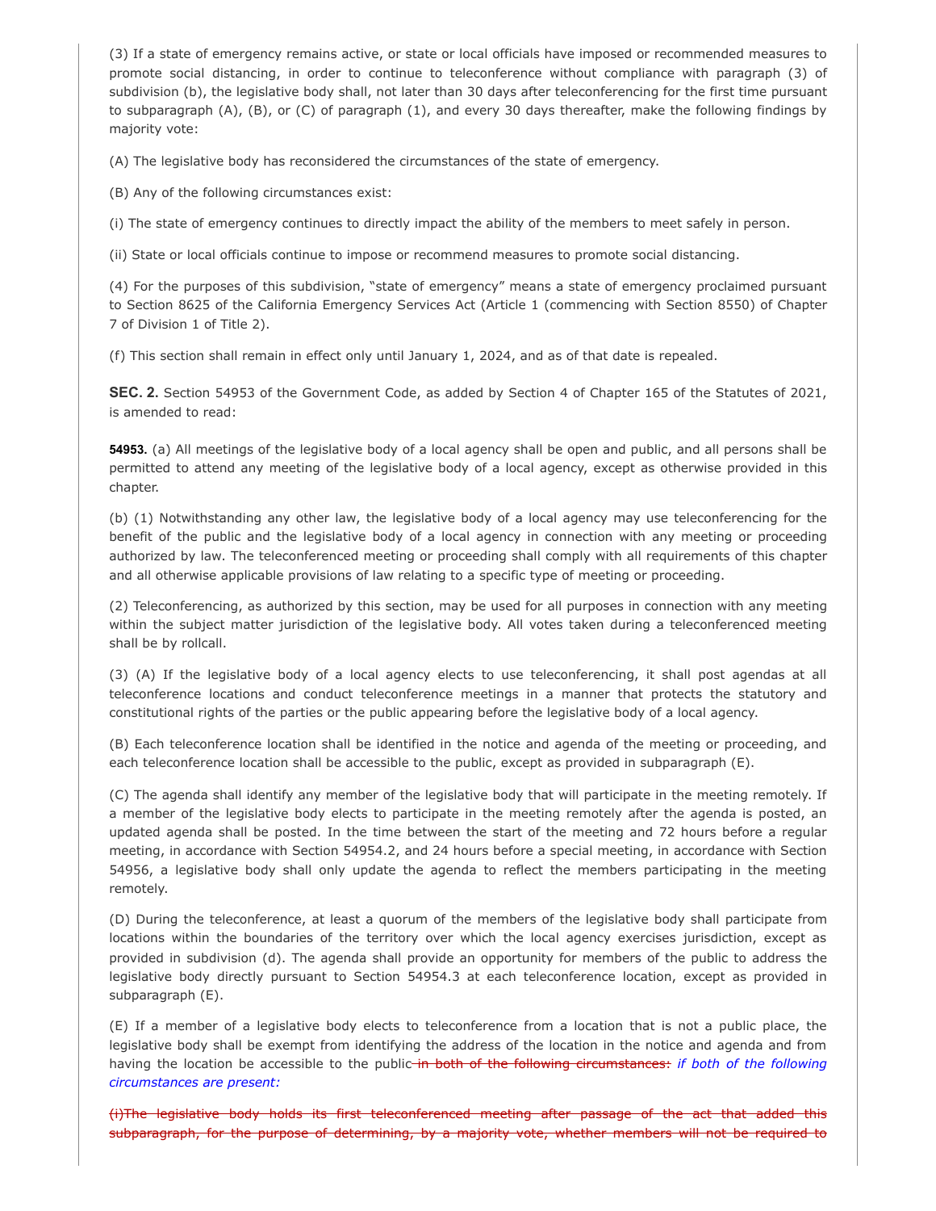(3) If a state of emergency remains active, or state or local officials have imposed or recommended measures to promote social distancing, in order to continue to teleconference without compliance with paragraph (3) of subdivision (b), the legislative body shall, not later than 30 days after teleconferencing for the first time pursuant to subparagraph (A), (B), or (C) of paragraph (1), and every 30 days thereafter, make the following findings by majority vote:

(A) The legislative body has reconsidered the circumstances of the state of emergency.

(B) Any of the following circumstances exist:

(i) The state of emergency continues to directly impact the ability of the members to meet safely in person.

(ii) State or local officials continue to impose or recommend measures to promote social distancing.

(4) For the purposes of this subdivision, "state of emergency" means a state of emergency proclaimed pursuant to Section 8625 of the California Emergency Services Act (Article 1 (commencing with Section 8550) of Chapter 7 of Division 1 of Title 2).

(f) This section shall remain in effect only until January 1, 2024, and as of that date is repealed.

**SEC. 2.** Section 54953 of the Government Code, as added by Section 4 of Chapter 165 of the Statutes of 2021, is amended to read:

**54953.** (a) All meetings of the legislative body of a local agency shall be open and public, and all persons shall be permitted to attend any meeting of the legislative body of a local agency, except as otherwise provided in this chapter.

(b) (1) Notwithstanding any other law, the legislative body of a local agency may use teleconferencing for the benefit of the public and the legislative body of a local agency in connection with any meeting or proceeding authorized by law. The teleconferenced meeting or proceeding shall comply with all requirements of this chapter and all otherwise applicable provisions of law relating to a specific type of meeting or proceeding.

(2) Teleconferencing, as authorized by this section, may be used for all purposes in connection with any meeting within the subject matter jurisdiction of the legislative body. All votes taken during a teleconferenced meeting shall be by rollcall.

(3) (A) If the legislative body of a local agency elects to use teleconferencing, it shall post agendas at all teleconference locations and conduct teleconference meetings in a manner that protects the statutory and constitutional rights of the parties or the public appearing before the legislative body of a local agency.

(B) Each teleconference location shall be identified in the notice and agenda of the meeting or proceeding, and each teleconference location shall be accessible to the public, except as provided in subparagraph (E).

(C) The agenda shall identify any member of the legislative body that will participate in the meeting remotely. If a member of the legislative body elects to participate in the meeting remotely after the agenda is posted, an updated agenda shall be posted. In the time between the start of the meeting and 72 hours before a regular meeting, in accordance with Section 54954.2, and 24 hours before a special meeting, in accordance with Section 54956, a legislative body shall only update the agenda to reflect the members participating in the meeting remotely.

(D) During the teleconference, at least a quorum of the members of the legislative body shall participate from locations within the boundaries of the territory over which the local agency exercises jurisdiction, except as provided in subdivision (d). The agenda shall provide an opportunity for members of the public to address the legislative body directly pursuant to Section 54954.3 at each teleconference location, except as provided in subparagraph (E).

(E) If a member of a legislative body elects to teleconference from a location that is not a public place, the legislative body shall be exempt from identifying the address of the location in the notice and agenda and from having the location be accessible to the public ~~in both of the following circumstances:~~ *if both of the following circumstances are present:*

~~(i)The legislative body holds its first teleconferenced meeting after passage of the act that added this subparagraph, for the purpose of determining, by a majority vote, whether members will not be required to~~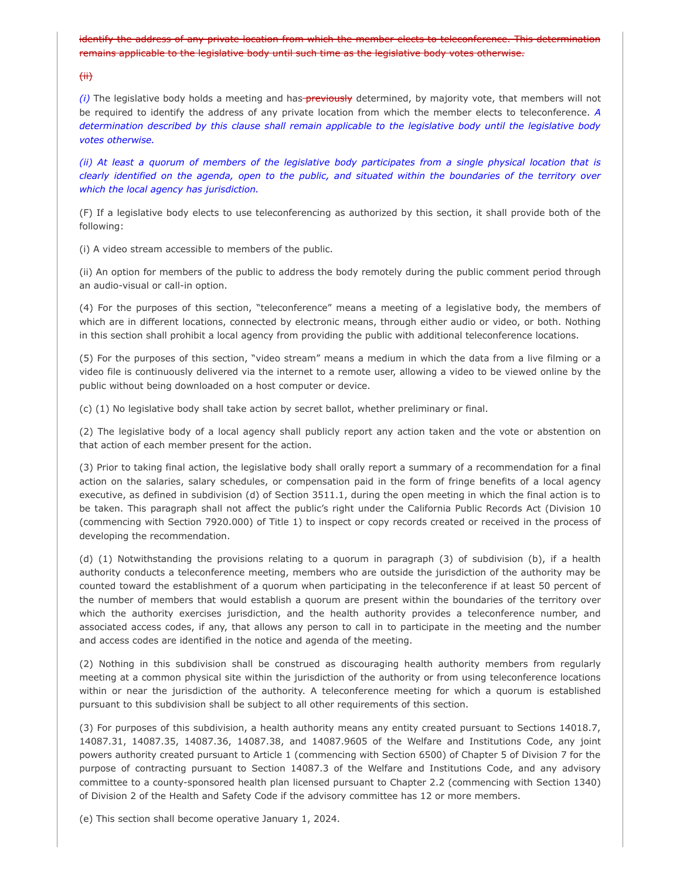~~identify the address of any private location from which the member elects to teleconference. This determination remains applicable to the legislative body until such time as the legislative body votes otherwise.~~

~~(ii)~~

*(i)* The legislative body holds a meeting and has ~~previously~~ determined, by majority vote, that members will not be required to identify the address of any private location from which the member elects to teleconference. *A determination described by this clause shall remain applicable to the legislative body until the legislative body votes otherwise.*

*(ii) At least a quorum of members of the legislative body participates from a single physical location that is clearly identified on the agenda, open to the public, and situated within the boundaries of the territory over which the local agency has jurisdiction.*

(F) If a legislative body elects to use teleconferencing as authorized by this section, it shall provide both of the following:

(i) A video stream accessible to members of the public.

(ii) An option for members of the public to address the body remotely during the public comment period through an audio-visual or call-in option.

(4) For the purposes of this section, "teleconference" means a meeting of a legislative body, the members of which are in different locations, connected by electronic means, through either audio or video, or both. Nothing in this section shall prohibit a local agency from providing the public with additional teleconference locations.

(5) For the purposes of this section, "video stream" means a medium in which the data from a live filming or a video file is continuously delivered via the internet to a remote user, allowing a video to be viewed online by the public without being downloaded on a host computer or device.

(c) (1) No legislative body shall take action by secret ballot, whether preliminary or final.

(2) The legislative body of a local agency shall publicly report any action taken and the vote or abstention on that action of each member present for the action.

(3) Prior to taking final action, the legislative body shall orally report a summary of a recommendation for a final action on the salaries, salary schedules, or compensation paid in the form of fringe benefits of a local agency executive, as defined in subdivision (d) of Section 3511.1, during the open meeting in which the final action is to be taken. This paragraph shall not affect the public's right under the California Public Records Act (Division 10 (commencing with Section 7920.000) of Title 1) to inspect or copy records created or received in the process of developing the recommendation.

(d) (1) Notwithstanding the provisions relating to a quorum in paragraph (3) of subdivision (b), if a health authority conducts a teleconference meeting, members who are outside the jurisdiction of the authority may be counted toward the establishment of a quorum when participating in the teleconference if at least 50 percent of the number of members that would establish a quorum are present within the boundaries of the territory over which the authority exercises jurisdiction, and the health authority provides a teleconference number, and associated access codes, if any, that allows any person to call in to participate in the meeting and the number and access codes are identified in the notice and agenda of the meeting.

(2) Nothing in this subdivision shall be construed as discouraging health authority members from regularly meeting at a common physical site within the jurisdiction of the authority or from using teleconference locations within or near the jurisdiction of the authority. A teleconference meeting for which a quorum is established pursuant to this subdivision shall be subject to all other requirements of this section.

(3) For purposes of this subdivision, a health authority means any entity created pursuant to Sections 14018.7, 14087.31, 14087.35, 14087.36, 14087.38, and 14087.9605 of the Welfare and Institutions Code, any joint powers authority created pursuant to Article 1 (commencing with Section 6500) of Chapter 5 of Division 7 for the purpose of contracting pursuant to Section 14087.3 of the Welfare and Institutions Code, and any advisory committee to a county-sponsored health plan licensed pursuant to Chapter 2.2 (commencing with Section 1340) of Division 2 of the Health and Safety Code if the advisory committee has 12 or more members.

(e) This section shall become operative January 1, 2024.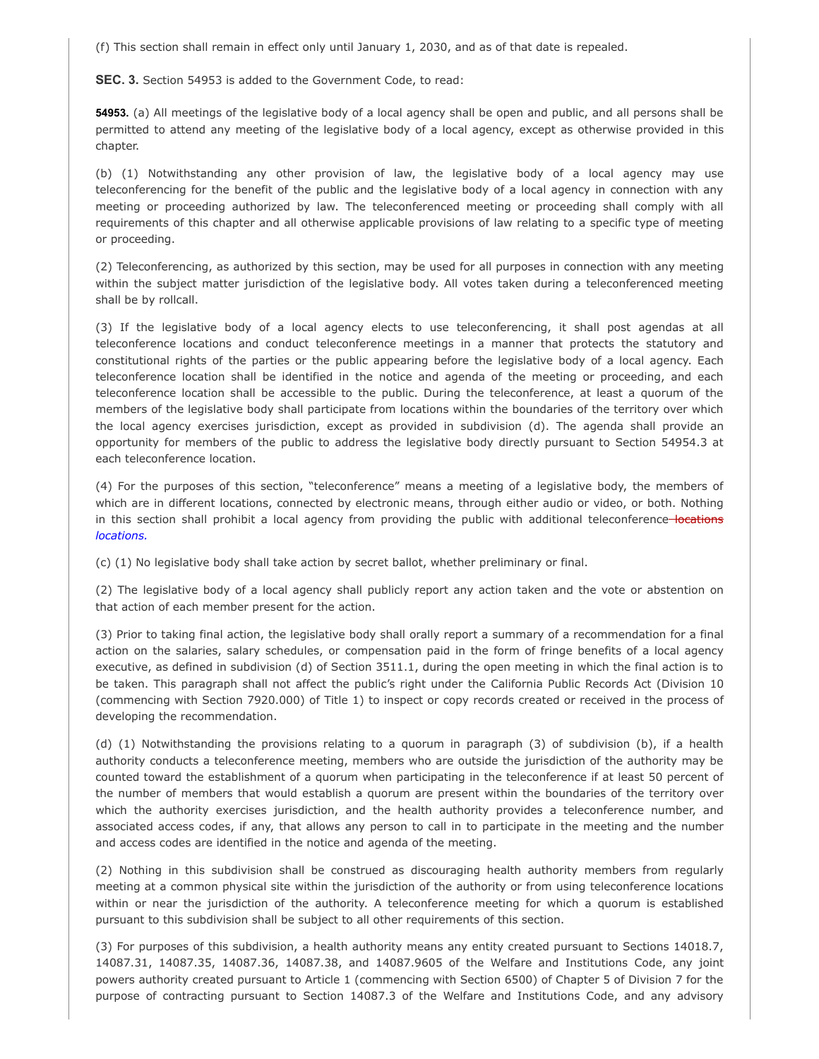(f) This section shall remain in effect only until January 1, 2030, and as of that date is repealed.

**SEC. 3.** Section 54953 is added to the Government Code, to read:

**54953.** (a) All meetings of the legislative body of a local agency shall be open and public, and all persons shall be permitted to attend any meeting of the legislative body of a local agency, except as otherwise provided in this chapter.

(b) (1) Notwithstanding any other provision of law, the legislative body of a local agency may use teleconferencing for the benefit of the public and the legislative body of a local agency in connection with any meeting or proceeding authorized by law. The teleconferenced meeting or proceeding shall comply with all requirements of this chapter and all otherwise applicable provisions of law relating to a specific type of meeting or proceeding.

(2) Teleconferencing, as authorized by this section, may be used for all purposes in connection with any meeting within the subject matter jurisdiction of the legislative body. All votes taken during a teleconferenced meeting shall be by rollcall.

(3) If the legislative body of a local agency elects to use teleconferencing, it shall post agendas at all teleconference locations and conduct teleconference meetings in a manner that protects the statutory and constitutional rights of the parties or the public appearing before the legislative body of a local agency. Each teleconference location shall be identified in the notice and agenda of the meeting or proceeding, and each teleconference location shall be accessible to the public. During the teleconference, at least a quorum of the members of the legislative body shall participate from locations within the boundaries of the territory over which the local agency exercises jurisdiction, except as provided in subdivision (d). The agenda shall provide an opportunity for members of the public to address the legislative body directly pursuant to Section 54954.3 at each teleconference location.

(4) For the purposes of this section, "teleconference" means a meeting of a legislative body, the members of which are in different locations, connected by electronic means, through either audio or video, or both. Nothing in this section shall prohibit a local agency from providing the public with additional teleconference ~~locations~~ *locations.*

(c) (1) No legislative body shall take action by secret ballot, whether preliminary or final.

(2) The legislative body of a local agency shall publicly report any action taken and the vote or abstention on that action of each member present for the action.

(3) Prior to taking final action, the legislative body shall orally report a summary of a recommendation for a final action on the salaries, salary schedules, or compensation paid in the form of fringe benefits of a local agency executive, as defined in subdivision (d) of Section 3511.1, during the open meeting in which the final action is to be taken. This paragraph shall not affect the public's right under the California Public Records Act (Division 10 (commencing with Section 7920.000) of Title 1) to inspect or copy records created or received in the process of developing the recommendation.

(d) (1) Notwithstanding the provisions relating to a quorum in paragraph (3) of subdivision (b), if a health authority conducts a teleconference meeting, members who are outside the jurisdiction of the authority may be counted toward the establishment of a quorum when participating in the teleconference if at least 50 percent of the number of members that would establish a quorum are present within the boundaries of the territory over which the authority exercises jurisdiction, and the health authority provides a teleconference number, and associated access codes, if any, that allows any person to call in to participate in the meeting and the number and access codes are identified in the notice and agenda of the meeting.

(2) Nothing in this subdivision shall be construed as discouraging health authority members from regularly meeting at a common physical site within the jurisdiction of the authority or from using teleconference locations within or near the jurisdiction of the authority. A teleconference meeting for which a quorum is established pursuant to this subdivision shall be subject to all other requirements of this section.

(3) For purposes of this subdivision, a health authority means any entity created pursuant to Sections 14018.7, 14087.31, 14087.35, 14087.36, 14087.38, and 14087.9605 of the Welfare and Institutions Code, any joint powers authority created pursuant to Article 1 (commencing with Section 6500) of Chapter 5 of Division 7 for the purpose of contracting pursuant to Section 14087.3 of the Welfare and Institutions Code, and any advisory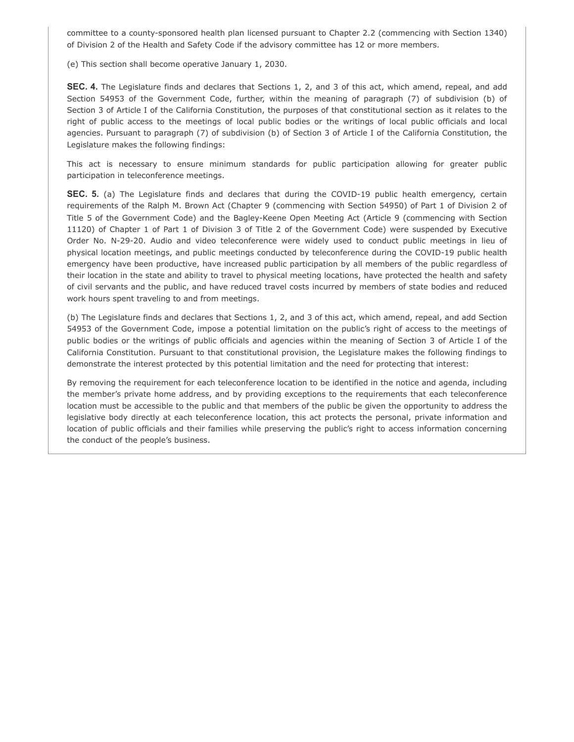committee to a county-sponsored health plan licensed pursuant to Chapter 2.2 (commencing with Section 1340) of Division 2 of the Health and Safety Code if the advisory committee has 12 or more members.

(e) This section shall become operative January 1, 2030.

**SEC. 4.** The Legislature finds and declares that Sections 1, 2, and 3 of this act, which amend, repeal, and add Section 54953 of the Government Code, further, within the meaning of paragraph (7) of subdivision (b) of Section 3 of Article I of the California Constitution, the purposes of that constitutional section as it relates to the right of public access to the meetings of local public bodies or the writings of local public officials and local agencies. Pursuant to paragraph (7) of subdivision (b) of Section 3 of Article I of the California Constitution, the Legislature makes the following findings:

This act is necessary to ensure minimum standards for public participation allowing for greater public participation in teleconference meetings.

**SEC. 5.** (a) The Legislature finds and declares that during the COVID-19 public health emergency, certain requirements of the Ralph M. Brown Act (Chapter 9 (commencing with Section 54950) of Part 1 of Division 2 of Title 5 of the Government Code) and the Bagley-Keene Open Meeting Act (Article 9 (commencing with Section 11120) of Chapter 1 of Part 1 of Division 3 of Title 2 of the Government Code) were suspended by Executive Order No. N-29-20. Audio and video teleconference were widely used to conduct public meetings in lieu of physical location meetings, and public meetings conducted by teleconference during the COVID-19 public health emergency have been productive, have increased public participation by all members of the public regardless of their location in the state and ability to travel to physical meeting locations, have protected the health and safety of civil servants and the public, and have reduced travel costs incurred by members of state bodies and reduced work hours spent traveling to and from meetings.

(b) The Legislature finds and declares that Sections 1, 2, and 3 of this act, which amend, repeal, and add Section 54953 of the Government Code, impose a potential limitation on the public's right of access to the meetings of public bodies or the writings of public officials and agencies within the meaning of Section 3 of Article I of the California Constitution. Pursuant to that constitutional provision, the Legislature makes the following findings to demonstrate the interest protected by this potential limitation and the need for protecting that interest:

By removing the requirement for each teleconference location to be identified in the notice and agenda, including the member's private home address, and by providing exceptions to the requirements that each teleconference location must be accessible to the public and that members of the public be given the opportunity to address the legislative body directly at each teleconference location, this act protects the personal, private information and location of public officials and their families while preserving the public's right to access information concerning the conduct of the people's business.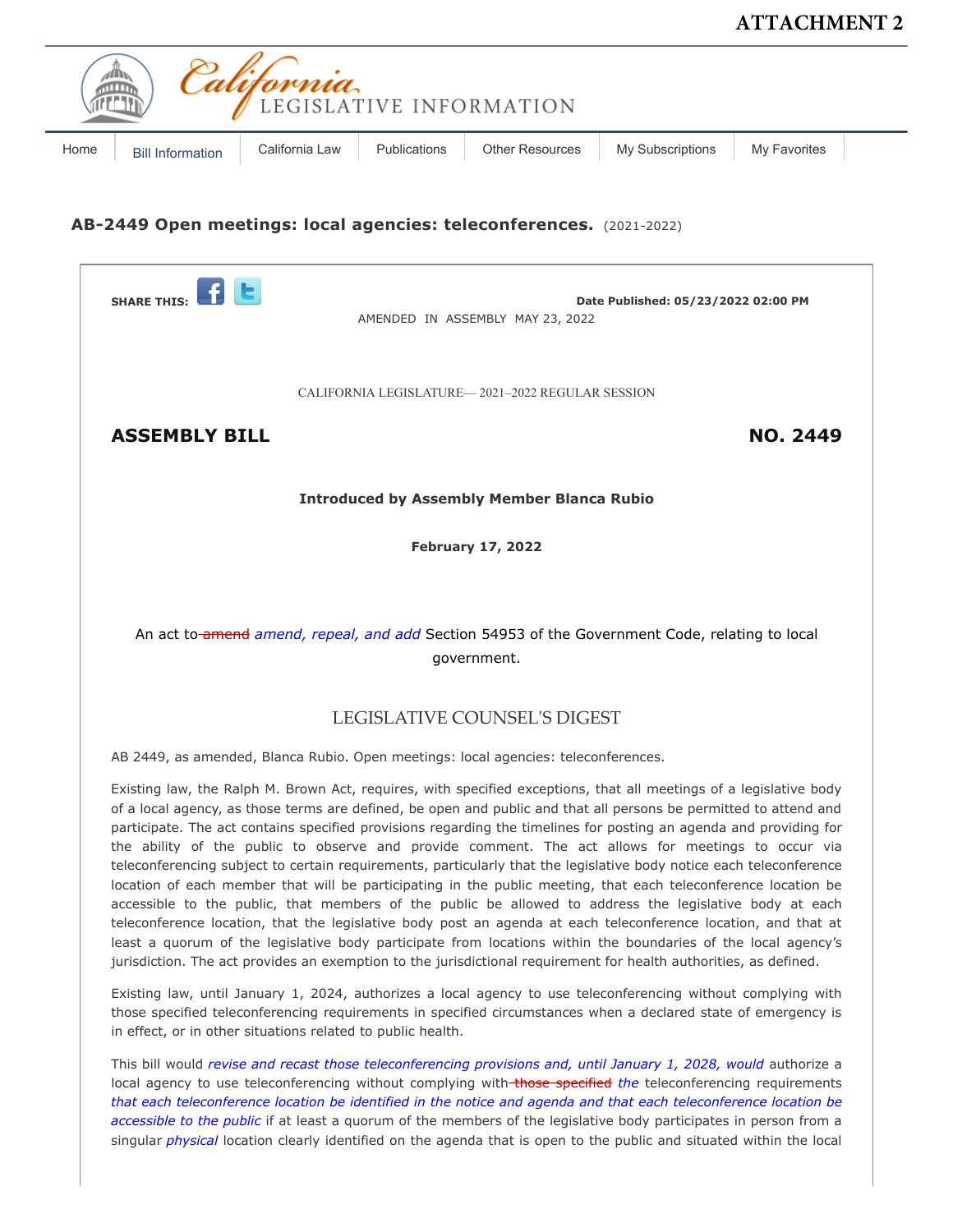**ATTACHMENT 2**

California LEGISLATIVE INFORMATION

Home | Bill Information | California Law | Publications | Other Resources | My Subscriptions | My Favorites

## AB-2449 Open meetings: local agencies: teleconferences. (2021-2022)

SHARE THIS:

**Date Published: 05/23/2022 02:00 PM**

AMENDED IN ASSEMBLY MAY 23, 2022

CALIFORNIA LEGISLATURE— 2021–2022 REGULAR SESSION

**ASSEMBLY BILL** **NO. 2449**

**Introduced by Assembly Member Blanca Rubio**

**February 17, 2022**

An act to ~~amend~~ *amend, repeal, and add* Section 54953 of the Government Code, relating to local government.

## LEGISLATIVE COUNSEL'S DIGEST

AB 2449, as amended, Blanca Rubio. Open meetings: local agencies: teleconferences.

Existing law, the Ralph M. Brown Act, requires, with specified exceptions, that all meetings of a legislative body of a local agency, as those terms are defined, be open and public and that all persons be permitted to attend and participate. The act contains specified provisions regarding the timelines for posting an agenda and providing for the ability of the public to observe and provide comment. The act allows for meetings to occur via teleconferencing subject to certain requirements, particularly that the legislative body notice each teleconference location of each member that will be participating in the public meeting, that each teleconference location be accessible to the public, that members of the public be allowed to address the legislative body at each teleconference location, that the legislative body post an agenda at each teleconference location, and that at least a quorum of the legislative body participate from locations within the boundaries of the local agency's jurisdiction. The act provides an exemption to the jurisdictional requirement for health authorities, as defined.

Existing law, until January 1, 2024, authorizes a local agency to use teleconferencing without complying with those specified teleconferencing requirements in specified circumstances when a declared state of emergency is in effect, or in other situations related to public health.

This bill would *revise and recast those teleconferencing provisions and, until January 1, 2028, would* authorize a local agency to use teleconferencing without complying with ~~those specified~~ *the* teleconferencing requirements *that each teleconference location be identified in the notice and agenda and that each teleconference location be accessible to the public* if at least a quorum of the members of the legislative body participates in person from a singular *physical* location clearly identified on the agenda that is open to the public and situated within the local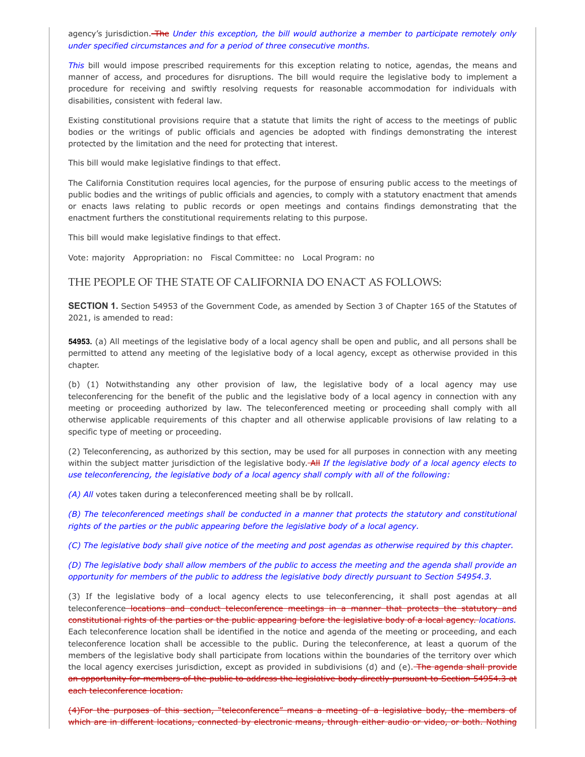agency's jurisdiction. ~~The~~ *Under this exception, the bill would authorize a member to participate remotely only under specified circumstances and for a period of three consecutive months.*

*This* bill would impose prescribed requirements for this exception relating to notice, agendas, the means and manner of access, and procedures for disruptions. The bill would require the legislative body to implement a procedure for receiving and swiftly resolving requests for reasonable accommodation for individuals with disabilities, consistent with federal law.

Existing constitutional provisions require that a statute that limits the right of access to the meetings of public bodies or the writings of public officials and agencies be adopted with findings demonstrating the interest protected by the limitation and the need for protecting that interest.

This bill would make legislative findings to that effect.

The California Constitution requires local agencies, for the purpose of ensuring public access to the meetings of public bodies and the writings of public officials and agencies, to comply with a statutory enactment that amends or enacts laws relating to public records or open meetings and contains findings demonstrating that the enactment furthers the constitutional requirements relating to this purpose.

This bill would make legislative findings to that effect.

Vote: majority Appropriation: no Fiscal Committee: no Local Program: no

## THE PEOPLE OF THE STATE OF CALIFORNIA DO ENACT AS FOLLOWS:

**SECTION 1.** Section 54953 of the Government Code, as amended by Section 3 of Chapter 165 of the Statutes of 2021, is amended to read:

**54953.** (a) All meetings of the legislative body of a local agency shall be open and public, and all persons shall be permitted to attend any meeting of the legislative body of a local agency, except as otherwise provided in this chapter.

(b) (1) Notwithstanding any other provision of law, the legislative body of a local agency may use teleconferencing for the benefit of the public and the legislative body of a local agency in connection with any meeting or proceeding authorized by law. The teleconferenced meeting or proceeding shall comply with all otherwise applicable requirements of this chapter and all otherwise applicable provisions of law relating to a specific type of meeting or proceeding.

(2) Teleconferencing, as authorized by this section, may be used for all purposes in connection with any meeting within the subject matter jurisdiction of the legislative body. ~~All~~ *If the legislative body of a local agency elects to use teleconferencing, the legislative body of a local agency shall comply with all of the following:*

*(A) All* votes taken during a teleconferenced meeting shall be by rollcall.

*(B) The teleconferenced meetings shall be conducted in a manner that protects the statutory and constitutional rights of the parties or the public appearing before the legislative body of a local agency.*

*(C) The legislative body shall give notice of the meeting and post agendas as otherwise required by this chapter.*

*(D) The legislative body shall allow members of the public to access the meeting and the agenda shall provide an opportunity for members of the public to address the legislative body directly pursuant to Section 54954.3.*

(3) If the legislative body of a local agency elects to use teleconferencing, it shall post agendas at all teleconference ~~locations and conduct teleconference meetings in a manner that protects the statutory and constitutional rights of the parties or the public appearing before the legislative body of a local agency.~~ *locations.* Each teleconference location shall be identified in the notice and agenda of the meeting or proceeding, and each teleconference location shall be accessible to the public. During the teleconference, at least a quorum of the members of the legislative body shall participate from locations within the boundaries of the territory over which the local agency exercises jurisdiction, except as provided in subdivisions (d) and (e). ~~The agenda shall provide an opportunity for members of the public to address the legislative body directly pursuant to Section 54954.3 at each teleconference location.~~

~~(4)For the purposes of this section, "teleconference" means a meeting of a legislative body, the members of which are in different locations, connected by electronic means, through either audio or video, or both. Nothing~~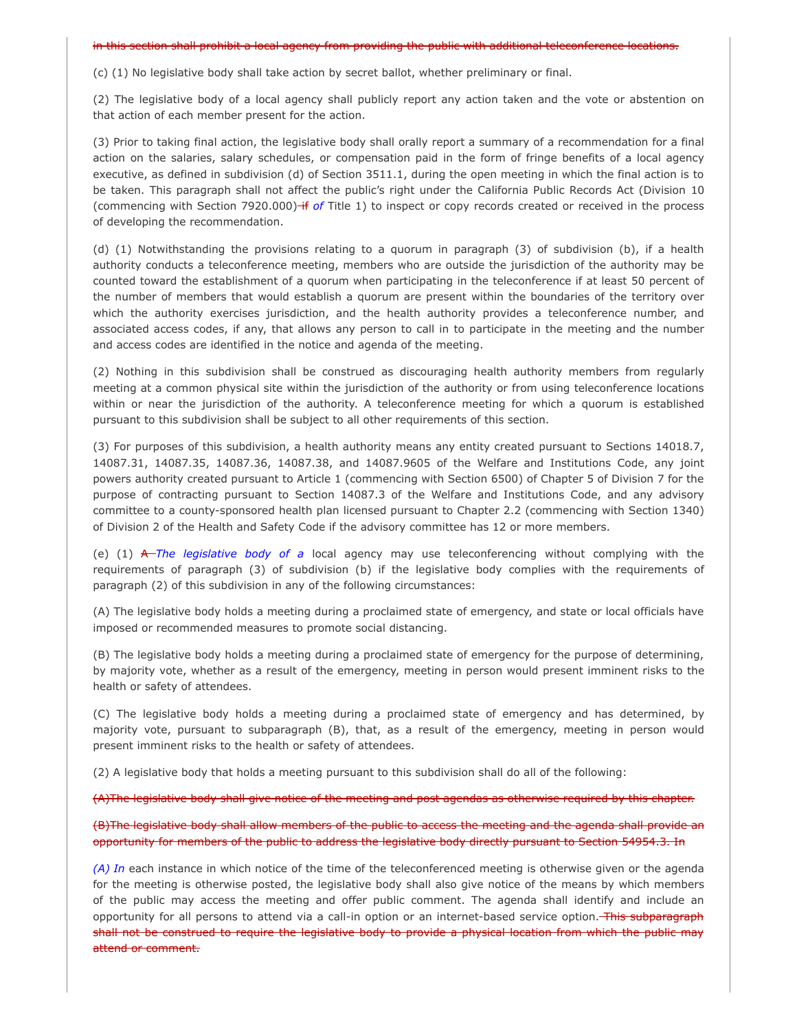~~in this section shall prohibit a local agency from providing the public with additional teleconference locations.~~

(c) (1) No legislative body shall take action by secret ballot, whether preliminary or final.

(2) The legislative body of a local agency shall publicly report any action taken and the vote or abstention on that action of each member present for the action.

(3) Prior to taking final action, the legislative body shall orally report a summary of a recommendation for a final action on the salaries, salary schedules, or compensation paid in the form of fringe benefits of a local agency executive, as defined in subdivision (d) of Section 3511.1, during the open meeting in which the final action is to be taken. This paragraph shall not affect the public's right under the California Public Records Act (Division 10 (commencing with Section 7920.000) ~~if~~ *of* Title 1) to inspect or copy records created or received in the process of developing the recommendation.

(d) (1) Notwithstanding the provisions relating to a quorum in paragraph (3) of subdivision (b), if a health authority conducts a teleconference meeting, members who are outside the jurisdiction of the authority may be counted toward the establishment of a quorum when participating in the teleconference if at least 50 percent of the number of members that would establish a quorum are present within the boundaries of the territory over which the authority exercises jurisdiction, and the health authority provides a teleconference number, and associated access codes, if any, that allows any person to call in to participate in the meeting and the number and access codes are identified in the notice and agenda of the meeting.

(2) Nothing in this subdivision shall be construed as discouraging health authority members from regularly meeting at a common physical site within the jurisdiction of the authority or from using teleconference locations within or near the jurisdiction of the authority. A teleconference meeting for which a quorum is established pursuant to this subdivision shall be subject to all other requirements of this section.

(3) For purposes of this subdivision, a health authority means any entity created pursuant to Sections 14018.7, 14087.31, 14087.35, 14087.36, 14087.38, and 14087.9605 of the Welfare and Institutions Code, any joint powers authority created pursuant to Article 1 (commencing with Section 6500) of Chapter 5 of Division 7 for the purpose of contracting pursuant to Section 14087.3 of the Welfare and Institutions Code, and any advisory committee to a county-sponsored health plan licensed pursuant to Chapter 2.2 (commencing with Section 1340) of Division 2 of the Health and Safety Code if the advisory committee has 12 or more members.

(e) (1) ~~A~~ *The legislative body of a* local agency may use teleconferencing without complying with the requirements of paragraph (3) of subdivision (b) if the legislative body complies with the requirements of paragraph (2) of this subdivision in any of the following circumstances:

(A) The legislative body holds a meeting during a proclaimed state of emergency, and state or local officials have imposed or recommended measures to promote social distancing.

(B) The legislative body holds a meeting during a proclaimed state of emergency for the purpose of determining, by majority vote, whether as a result of the emergency, meeting in person would present imminent risks to the health or safety of attendees.

(C) The legislative body holds a meeting during a proclaimed state of emergency and has determined, by majority vote, pursuant to subparagraph (B), that, as a result of the emergency, meeting in person would present imminent risks to the health or safety of attendees.

(2) A legislative body that holds a meeting pursuant to this subdivision shall do all of the following:

~~(A)The legislative body shall give notice of the meeting and post agendas as otherwise required by this chapter.~~

~~(B)The legislative body shall allow members of the public to access the meeting and the agenda shall provide an opportunity for members of the public to address the legislative body directly pursuant to Section 54954.3. In~~

*(A) In* each instance in which notice of the time of the teleconferenced meeting is otherwise given or the agenda for the meeting is otherwise posted, the legislative body shall also give notice of the means by which members of the public may access the meeting and offer public comment. The agenda shall identify and include an opportunity for all persons to attend via a call-in option or an internet-based service option. ~~This subparagraph shall not be construed to require the legislative body to provide a physical location from which the public may attend or comment.~~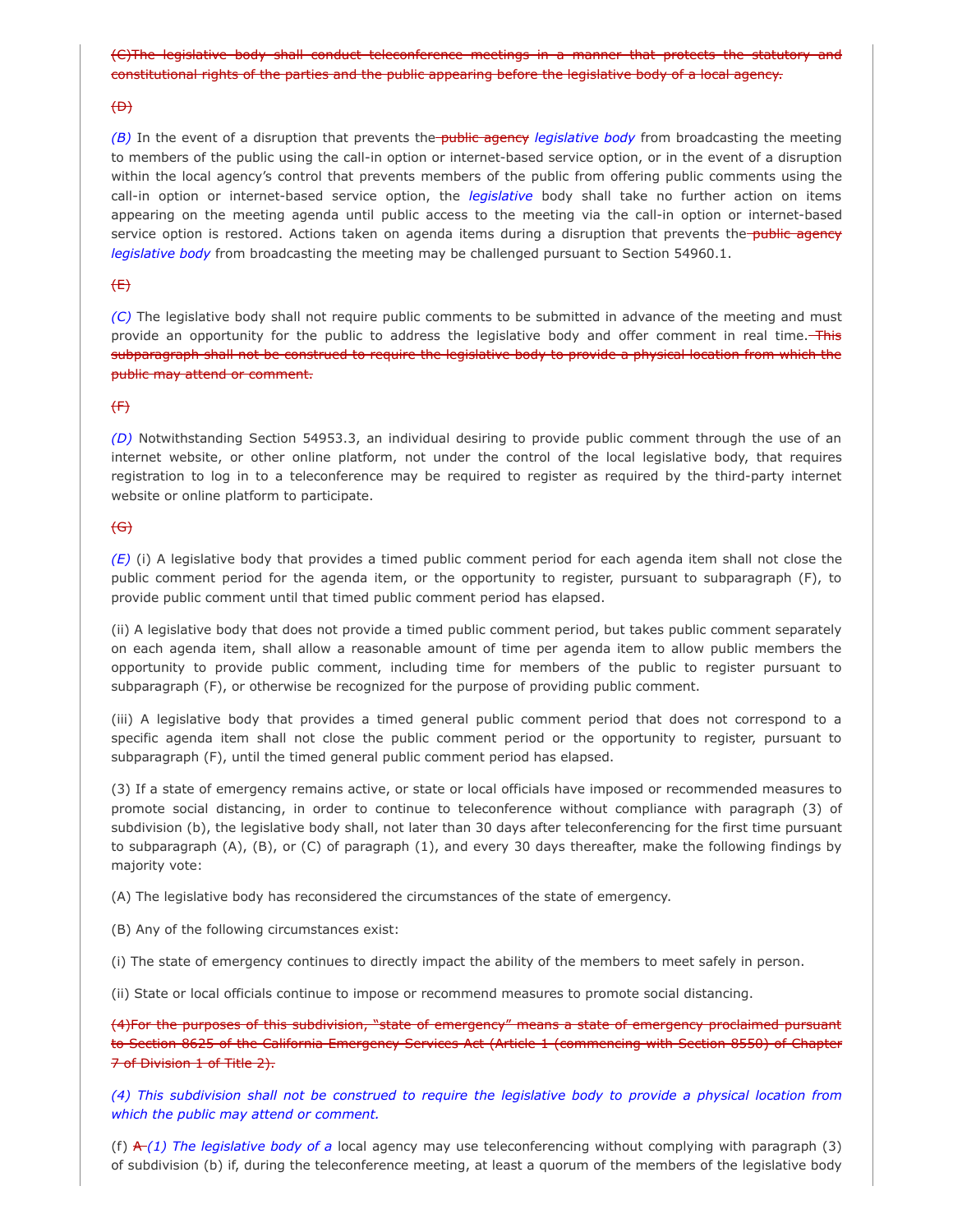~~(C)The legislative body shall conduct teleconference meetings in a manner that protects the statutory and constitutional rights of the parties and the public appearing before the legislative body of a local agency.~~

~~(D)~~

*(B)* In the event of a disruption that prevents the ~~public agency~~ *legislative body* from broadcasting the meeting to members of the public using the call-in option or internet-based service option, or in the event of a disruption within the local agency's control that prevents members of the public from offering public comments using the call-in option or internet-based service option, the *legislative* body shall take no further action on items appearing on the meeting agenda until public access to the meeting via the call-in option or internet-based service option is restored. Actions taken on agenda items during a disruption that prevents the ~~public agency~~ *legislative body* from broadcasting the meeting may be challenged pursuant to Section 54960.1.

~~(E)~~

*(C)* The legislative body shall not require public comments to be submitted in advance of the meeting and must provide an opportunity for the public to address the legislative body and offer comment in real time. ~~This subparagraph shall not be construed to require the legislative body to provide a physical location from which the public may attend or comment.~~

~~(F)~~

*(D)* Notwithstanding Section 54953.3, an individual desiring to provide public comment through the use of an internet website, or other online platform, not under the control of the local legislative body, that requires registration to log in to a teleconference may be required to register as required by the third-party internet website or online platform to participate.

~~(G)~~

*(E)* (i) A legislative body that provides a timed public comment period for each agenda item shall not close the public comment period for the agenda item, or the opportunity to register, pursuant to subparagraph (F), to provide public comment until that timed public comment period has elapsed.

(ii) A legislative body that does not provide a timed public comment period, but takes public comment separately on each agenda item, shall allow a reasonable amount of time per agenda item to allow public members the opportunity to provide public comment, including time for members of the public to register pursuant to subparagraph (F), or otherwise be recognized for the purpose of providing public comment.

(iii) A legislative body that provides a timed general public comment period that does not correspond to a specific agenda item shall not close the public comment period or the opportunity to register, pursuant to subparagraph (F), until the timed general public comment period has elapsed.

(3) If a state of emergency remains active, or state or local officials have imposed or recommended measures to promote social distancing, in order to continue to teleconference without compliance with paragraph (3) of subdivision (b), the legislative body shall, not later than 30 days after teleconferencing for the first time pursuant to subparagraph (A), (B), or (C) of paragraph (1), and every 30 days thereafter, make the following findings by majority vote:

(A) The legislative body has reconsidered the circumstances of the state of emergency.

(B) Any of the following circumstances exist:

(i) The state of emergency continues to directly impact the ability of the members to meet safely in person.

(ii) State or local officials continue to impose or recommend measures to promote social distancing.

~~(4)For the purposes of this subdivision, "state of emergency" means a state of emergency proclaimed pursuant to Section 8625 of the California Emergency Services Act (Article 1 (commencing with Section 8550) of Chapter 7 of Division 1 of Title 2).~~

*(4) This subdivision shall not be construed to require the legislative body to provide a physical location from which the public may attend or comment.*

(f) ~~A~~ *(1) The legislative body of a* local agency may use teleconferencing without complying with paragraph (3) of subdivision (b) if, during the teleconference meeting, at least a quorum of the members of the legislative body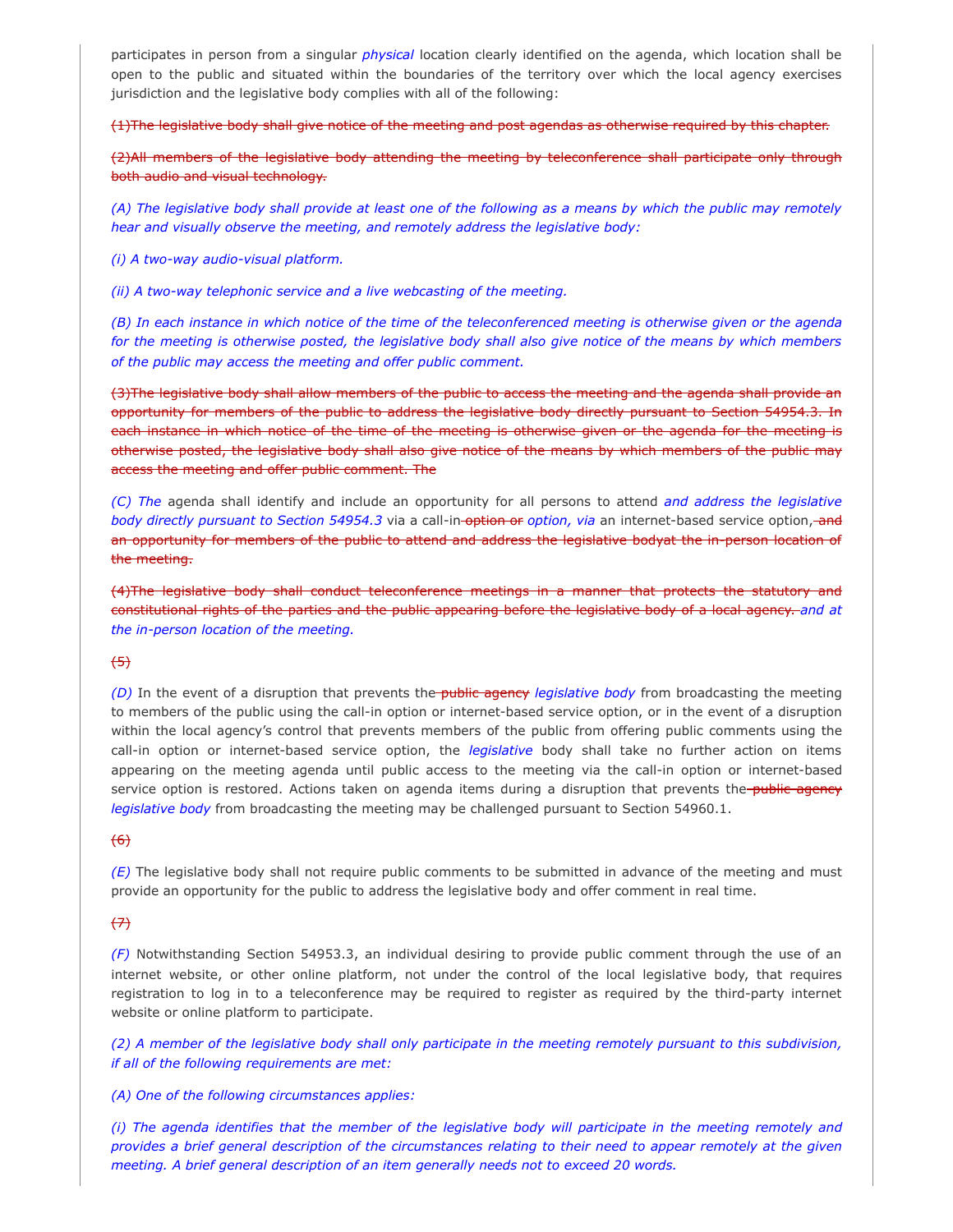participates in person from a singular *physical* location clearly identified on the agenda, which location shall be open to the public and situated within the boundaries of the territory over which the local agency exercises jurisdiction and the legislative body complies with all of the following:

~~(1)The legislative body shall give notice of the meeting and post agendas as otherwise required by this chapter.~~

~~(2)All members of the legislative body attending the meeting by teleconference shall participate only through both audio and visual technology.~~

*(A) The legislative body shall provide at least one of the following as a means by which the public may remotely hear and visually observe the meeting, and remotely address the legislative body:*

*(i) A two-way audio-visual platform.*

*(ii) A two-way telephonic service and a live webcasting of the meeting.*

*(B) In each instance in which notice of the time of the teleconferenced meeting is otherwise given or the agenda for the meeting is otherwise posted, the legislative body shall also give notice of the means by which members of the public may access the meeting and offer public comment.*

~~(3)The legislative body shall allow members of the public to access the meeting and the agenda shall provide an opportunity for members of the public to address the legislative body directly pursuant to Section 54954.3. In each instance in which notice of the time of the meeting is otherwise given or the agenda for the meeting is otherwise posted, the legislative body shall also give notice of the means by which members of the public may access the meeting and offer public comment. The~~

*(C) The* agenda shall identify and include an opportunity for all persons to attend *and address the legislative body directly pursuant to Section 54954.3* via a call-in ~~option or~~ *option, via* an internet-based service option, ~~and an opportunity for members of the public to attend and address the legislative bodyat the in-person location of the meeting.~~

~~(4)The legislative body shall conduct teleconference meetings in a manner that protects the statutory and constitutional rights of the parties and the public appearing before the legislative body of a local agency.~~ *and at the in-person location of the meeting.*

~~(5)~~

*(D)* In the event of a disruption that prevents the ~~public agency~~ *legislative body* from broadcasting the meeting to members of the public using the call-in option or internet-based service option, or in the event of a disruption within the local agency's control that prevents members of the public from offering public comments using the call-in option or internet-based service option, the *legislative* body shall take no further action on items appearing on the meeting agenda until public access to the meeting via the call-in option or internet-based service option is restored. Actions taken on agenda items during a disruption that prevents the ~~public agency~~ *legislative body* from broadcasting the meeting may be challenged pursuant to Section 54960.1.

~~(6)~~

*(E)* The legislative body shall not require public comments to be submitted in advance of the meeting and must provide an opportunity for the public to address the legislative body and offer comment in real time.

~~(7)~~

*(F)* Notwithstanding Section 54953.3, an individual desiring to provide public comment through the use of an internet website, or other online platform, not under the control of the local legislative body, that requires registration to log in to a teleconference may be required to register as required by the third-party internet website or online platform to participate.

*(2) A member of the legislative body shall only participate in the meeting remotely pursuant to this subdivision, if all of the following requirements are met:*

*(A) One of the following circumstances applies:*

*(i) The agenda identifies that the member of the legislative body will participate in the meeting remotely and provides a brief general description of the circumstances relating to their need to appear remotely at the given meeting. A brief general description of an item generally needs not to exceed 20 words.*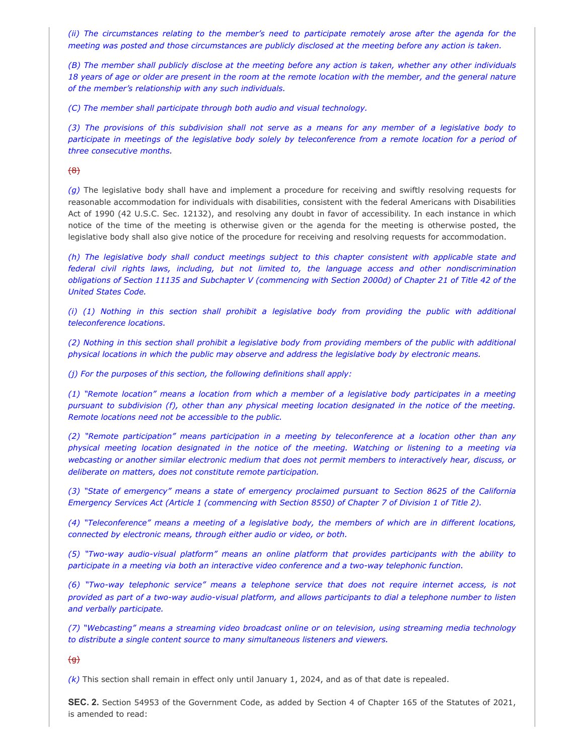*(ii) The circumstances relating to the member's need to participate remotely arose after the agenda for the meeting was posted and those circumstances are publicly disclosed at the meeting before any action is taken.*

*(B) The member shall publicly disclose at the meeting before any action is taken, whether any other individuals 18 years of age or older are present in the room at the remote location with the member, and the general nature of the member's relationship with any such individuals.*

*(C) The member shall participate through both audio and visual technology.*

*(3) The provisions of this subdivision shall not serve as a means for any member of a legislative body to participate in meetings of the legislative body solely by teleconference from a remote location for a period of three consecutive months.*

~~(8)~~

*(g)* The legislative body shall have and implement a procedure for receiving and swiftly resolving requests for reasonable accommodation for individuals with disabilities, consistent with the federal Americans with Disabilities Act of 1990 (42 U.S.C. Sec. 12132), and resolving any doubt in favor of accessibility. In each instance in which notice of the time of the meeting is otherwise given or the agenda for the meeting is otherwise posted, the legislative body shall also give notice of the procedure for receiving and resolving requests for accommodation.

*(h) The legislative body shall conduct meetings subject to this chapter consistent with applicable state and federal civil rights laws, including, but not limited to, the language access and other nondiscrimination obligations of Section 11135 and Subchapter V (commencing with Section 2000d) of Chapter 21 of Title 42 of the United States Code.*

*(i) (1) Nothing in this section shall prohibit a legislative body from providing the public with additional teleconference locations.*

*(2) Nothing in this section shall prohibit a legislative body from providing members of the public with additional physical locations in which the public may observe and address the legislative body by electronic means.*

*(j) For the purposes of this section, the following definitions shall apply:*

*(1) "Remote location" means a location from which a member of a legislative body participates in a meeting pursuant to subdivision (f), other than any physical meeting location designated in the notice of the meeting. Remote locations need not be accessible to the public.*

*(2) "Remote participation" means participation in a meeting by teleconference at a location other than any physical meeting location designated in the notice of the meeting. Watching or listening to a meeting via webcasting or another similar electronic medium that does not permit members to interactively hear, discuss, or deliberate on matters, does not constitute remote participation.*

*(3) "State of emergency" means a state of emergency proclaimed pursuant to Section 8625 of the California Emergency Services Act (Article 1 (commencing with Section 8550) of Chapter 7 of Division 1 of Title 2).*

*(4) "Teleconference" means a meeting of a legislative body, the members of which are in different locations, connected by electronic means, through either audio or video, or both.*

*(5) "Two-way audio-visual platform" means an online platform that provides participants with the ability to participate in a meeting via both an interactive video conference and a two-way telephonic function.*

*(6) "Two-way telephonic service" means a telephone service that does not require internet access, is not provided as part of a two-way audio-visual platform, and allows participants to dial a telephone number to listen and verbally participate.*

*(7) "Webcasting" means a streaming video broadcast online or on television, using streaming media technology to distribute a single content source to many simultaneous listeners and viewers.*

~~(g)~~

*(k)* This section shall remain in effect only until January 1, 2024, and as of that date is repealed.

**SEC. 2.** Section 54953 of the Government Code, as added by Section 4 of Chapter 165 of the Statutes of 2021, is amended to read: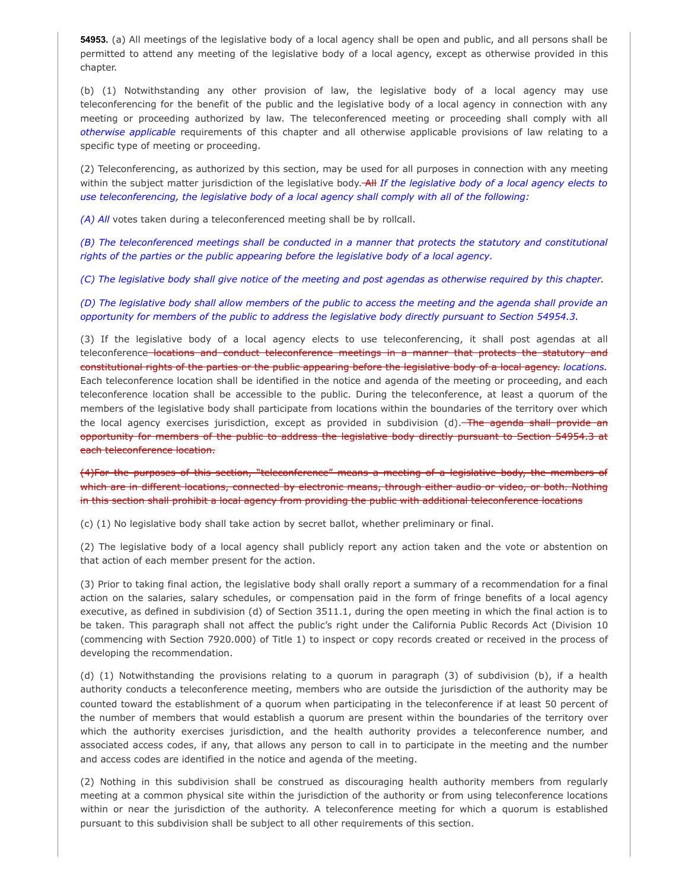**54953.** (a) All meetings of the legislative body of a local agency shall be open and public, and all persons shall be permitted to attend any meeting of the legislative body of a local agency, except as otherwise provided in this chapter.

(b) (1) Notwithstanding any other provision of law, the legislative body of a local agency may use teleconferencing for the benefit of the public and the legislative body of a local agency in connection with any meeting or proceeding authorized by law. The teleconferenced meeting or proceeding shall comply with all *otherwise applicable* requirements of this chapter and all otherwise applicable provisions of law relating to a specific type of meeting or proceeding.

(2) Teleconferencing, as authorized by this section, may be used for all purposes in connection with any meeting within the subject matter jurisdiction of the legislative body. ~~All~~ *If the legislative body of a local agency elects to use teleconferencing, the legislative body of a local agency shall comply with all of the following:*

*(A) All* votes taken during a teleconferenced meeting shall be by rollcall.

*(B) The teleconferenced meetings shall be conducted in a manner that protects the statutory and constitutional rights of the parties or the public appearing before the legislative body of a local agency.*

*(C) The legislative body shall give notice of the meeting and post agendas as otherwise required by this chapter.*

*(D) The legislative body shall allow members of the public to access the meeting and the agenda shall provide an opportunity for members of the public to address the legislative body directly pursuant to Section 54954.3.*

(3) If the legislative body of a local agency elects to use teleconferencing, it shall post agendas at all teleconference ~~locations and conduct teleconference meetings in a manner that protects the statutory and constitutional rights of the parties or the public appearing before the legislative body of a local agency.~~ *locations.* Each teleconference location shall be identified in the notice and agenda of the meeting or proceeding, and each teleconference location shall be accessible to the public. During the teleconference, at least a quorum of the members of the legislative body shall participate from locations within the boundaries of the territory over which the local agency exercises jurisdiction, except as provided in subdivision (d). ~~The agenda shall provide an opportunity for members of the public to address the legislative body directly pursuant to Section 54954.3 at each teleconference location.~~

~~(4)For the purposes of this section, "teleconference" means a meeting of a legislative body, the members of which are in different locations, connected by electronic means, through either audio or video, or both. Nothing in this section shall prohibit a local agency from providing the public with additional teleconference locations~~

(c) (1) No legislative body shall take action by secret ballot, whether preliminary or final.

(2) The legislative body of a local agency shall publicly report any action taken and the vote or abstention on that action of each member present for the action.

(3) Prior to taking final action, the legislative body shall orally report a summary of a recommendation for a final action on the salaries, salary schedules, or compensation paid in the form of fringe benefits of a local agency executive, as defined in subdivision (d) of Section 3511.1, during the open meeting in which the final action is to be taken. This paragraph shall not affect the public's right under the California Public Records Act (Division 10 (commencing with Section 7920.000) of Title 1) to inspect or copy records created or received in the process of developing the recommendation.

(d) (1) Notwithstanding the provisions relating to a quorum in paragraph (3) of subdivision (b), if a health authority conducts a teleconference meeting, members who are outside the jurisdiction of the authority may be counted toward the establishment of a quorum when participating in the teleconference if at least 50 percent of the number of members that would establish a quorum are present within the boundaries of the territory over which the authority exercises jurisdiction, and the health authority provides a teleconference number, and associated access codes, if any, that allows any person to call in to participate in the meeting and the number and access codes are identified in the notice and agenda of the meeting.

(2) Nothing in this subdivision shall be construed as discouraging health authority members from regularly meeting at a common physical site within the jurisdiction of the authority or from using teleconference locations within or near the jurisdiction of the authority. A teleconference meeting for which a quorum is established pursuant to this subdivision shall be subject to all other requirements of this section.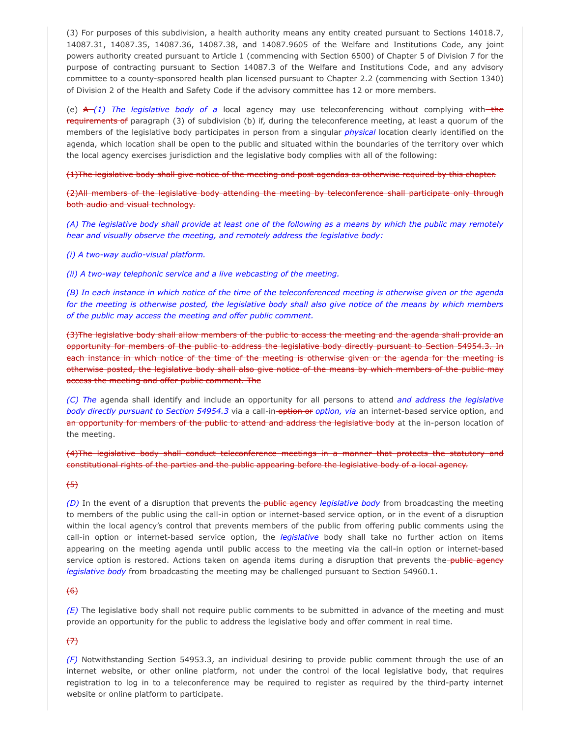(3) For purposes of this subdivision, a health authority means any entity created pursuant to Sections 14018.7, 14087.31, 14087.35, 14087.36, 14087.38, and 14087.9605 of the Welfare and Institutions Code, any joint powers authority created pursuant to Article 1 (commencing with Section 6500) of Chapter 5 of Division 7 for the purpose of contracting pursuant to Section 14087.3 of the Welfare and Institutions Code, and any advisory committee to a county-sponsored health plan licensed pursuant to Chapter 2.2 (commencing with Section 1340) of Division 2 of the Health and Safety Code if the advisory committee has 12 or more members.

(e) ~~A~~ *(1) The legislative body of a* local agency may use teleconferencing without complying with ~~the requirements of~~ paragraph (3) of subdivision (b) if, during the teleconference meeting, at least a quorum of the members of the legislative body participates in person from a singular *physical* location clearly identified on the agenda, which location shall be open to the public and situated within the boundaries of the territory over which the local agency exercises jurisdiction and the legislative body complies with all of the following:

~~(1)The legislative body shall give notice of the meeting and post agendas as otherwise required by this chapter.~~

~~(2)All members of the legislative body attending the meeting by teleconference shall participate only through both audio and visual technology.~~

*(A) The legislative body shall provide at least one of the following as a means by which the public may remotely hear and visually observe the meeting, and remotely address the legislative body:*

*(i) A two-way audio-visual platform.*

*(ii) A two-way telephonic service and a live webcasting of the meeting.*

*(B) In each instance in which notice of the time of the teleconferenced meeting is otherwise given or the agenda for the meeting is otherwise posted, the legislative body shall also give notice of the means by which members of the public may access the meeting and offer public comment.*

~~(3)The legislative body shall allow members of the public to access the meeting and the agenda shall provide an opportunity for members of the public to address the legislative body directly pursuant to Section 54954.3. In each instance in which notice of the time of the meeting is otherwise given or the agenda for the meeting is otherwise posted, the legislative body shall also give notice of the means by which members of the public may access the meeting and offer public comment. The~~

*(C) The* agenda shall identify and include an opportunity for all persons to attend *and address the legislative body directly pursuant to Section 54954.3* via a call-in ~~option or~~ *option, via* an internet-based service option, and ~~an opportunity for members of the public to attend and address the legislative body~~ at the in-person location of the meeting.

~~(4)The legislative body shall conduct teleconference meetings in a manner that protects the statutory and constitutional rights of the parties and the public appearing before the legislative body of a local agency.~~

~~(5)~~

*(D)* In the event of a disruption that prevents the ~~public agency~~ *legislative body* from broadcasting the meeting to members of the public using the call-in option or internet-based service option, or in the event of a disruption within the local agency's control that prevents members of the public from offering public comments using the call-in option or internet-based service option, the *legislative* body shall take no further action on items appearing on the meeting agenda until public access to the meeting via the call-in option or internet-based service option is restored. Actions taken on agenda items during a disruption that prevents the ~~public agency~~ *legislative body* from broadcasting the meeting may be challenged pursuant to Section 54960.1.

~~(6)~~

*(E)* The legislative body shall not require public comments to be submitted in advance of the meeting and must provide an opportunity for the public to address the legislative body and offer comment in real time.

~~(7)~~

*(F)* Notwithstanding Section 54953.3, an individual desiring to provide public comment through the use of an internet website, or other online platform, not under the control of the local legislative body, that requires registration to log in to a teleconference may be required to register as required by the third-party internet website or online platform to participate.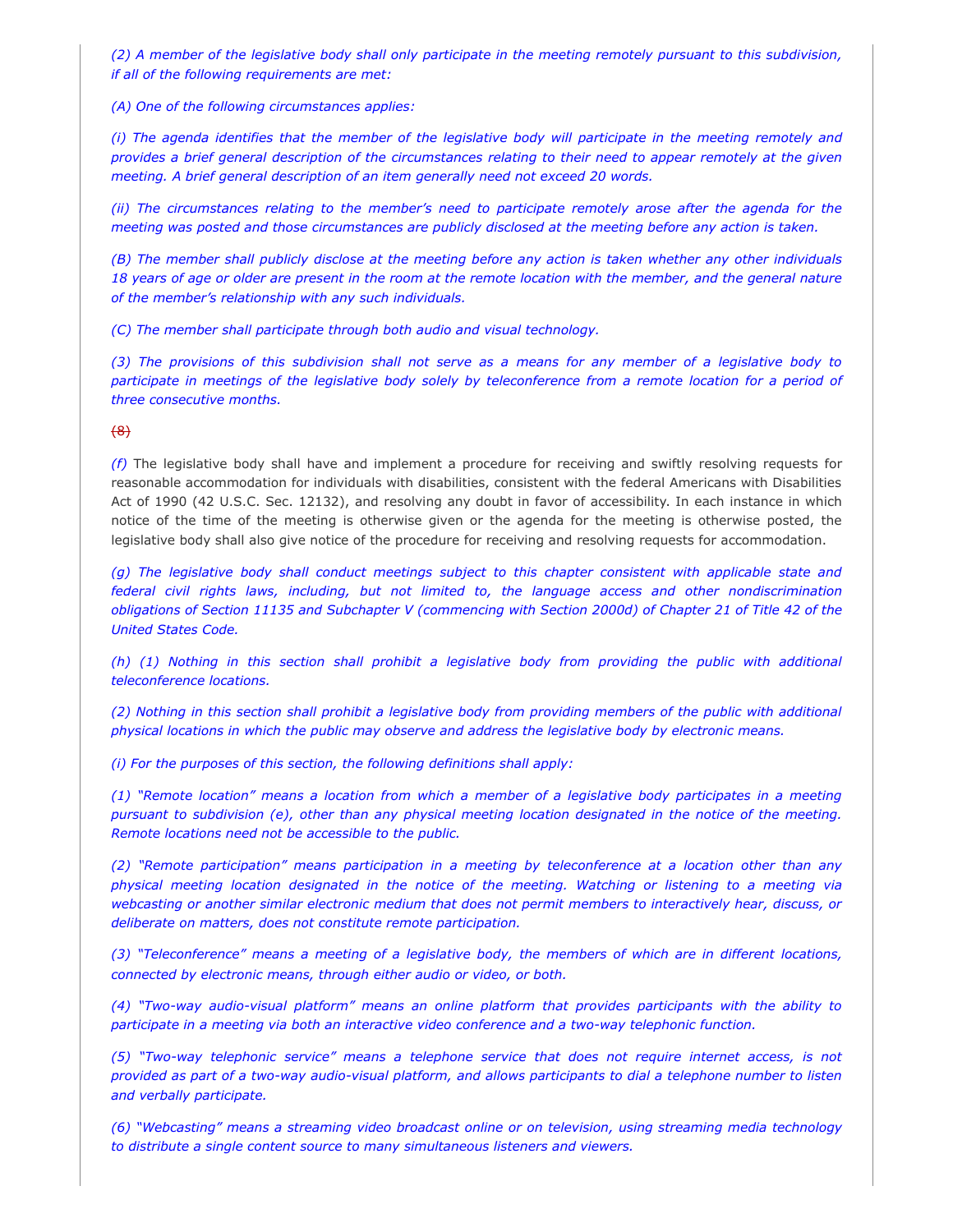*(2) A member of the legislative body shall only participate in the meeting remotely pursuant to this subdivision, if all of the following requirements are met:*

*(A) One of the following circumstances applies:*

*(i) The agenda identifies that the member of the legislative body will participate in the meeting remotely and provides a brief general description of the circumstances relating to their need to appear remotely at the given meeting. A brief general description of an item generally need not exceed 20 words.*

*(ii) The circumstances relating to the member's need to participate remotely arose after the agenda for the meeting was posted and those circumstances are publicly disclosed at the meeting before any action is taken.*

*(B) The member shall publicly disclose at the meeting before any action is taken whether any other individuals 18 years of age or older are present in the room at the remote location with the member, and the general nature of the member's relationship with any such individuals.*

*(C) The member shall participate through both audio and visual technology.*

*(3) The provisions of this subdivision shall not serve as a means for any member of a legislative body to participate in meetings of the legislative body solely by teleconference from a remote location for a period of three consecutive months.*

~~(8)~~

*(f)* The legislative body shall have and implement a procedure for receiving and swiftly resolving requests for reasonable accommodation for individuals with disabilities, consistent with the federal Americans with Disabilities Act of 1990 (42 U.S.C. Sec. 12132), and resolving any doubt in favor of accessibility. In each instance in which notice of the time of the meeting is otherwise given or the agenda for the meeting is otherwise posted, the legislative body shall also give notice of the procedure for receiving and resolving requests for accommodation.

*(g) The legislative body shall conduct meetings subject to this chapter consistent with applicable state and federal civil rights laws, including, but not limited to, the language access and other nondiscrimination obligations of Section 11135 and Subchapter V (commencing with Section 2000d) of Chapter 21 of Title 42 of the United States Code.*

*(h) (1) Nothing in this section shall prohibit a legislative body from providing the public with additional teleconference locations.*

*(2) Nothing in this section shall prohibit a legislative body from providing members of the public with additional physical locations in which the public may observe and address the legislative body by electronic means.*

*(i) For the purposes of this section, the following definitions shall apply:*

*(1) "Remote location" means a location from which a member of a legislative body participates in a meeting pursuant to subdivision (e), other than any physical meeting location designated in the notice of the meeting. Remote locations need not be accessible to the public.*

*(2) "Remote participation" means participation in a meeting by teleconference at a location other than any physical meeting location designated in the notice of the meeting. Watching or listening to a meeting via webcasting or another similar electronic medium that does not permit members to interactively hear, discuss, or deliberate on matters, does not constitute remote participation.*

*(3) "Teleconference" means a meeting of a legislative body, the members of which are in different locations, connected by electronic means, through either audio or video, or both.*

*(4) "Two-way audio-visual platform" means an online platform that provides participants with the ability to participate in a meeting via both an interactive video conference and a two-way telephonic function.*

*(5) "Two-way telephonic service" means a telephone service that does not require internet access, is not provided as part of a two-way audio-visual platform, and allows participants to dial a telephone number to listen and verbally participate.*

*(6) "Webcasting" means a streaming video broadcast online or on television, using streaming media technology to distribute a single content source to many simultaneous listeners and viewers.*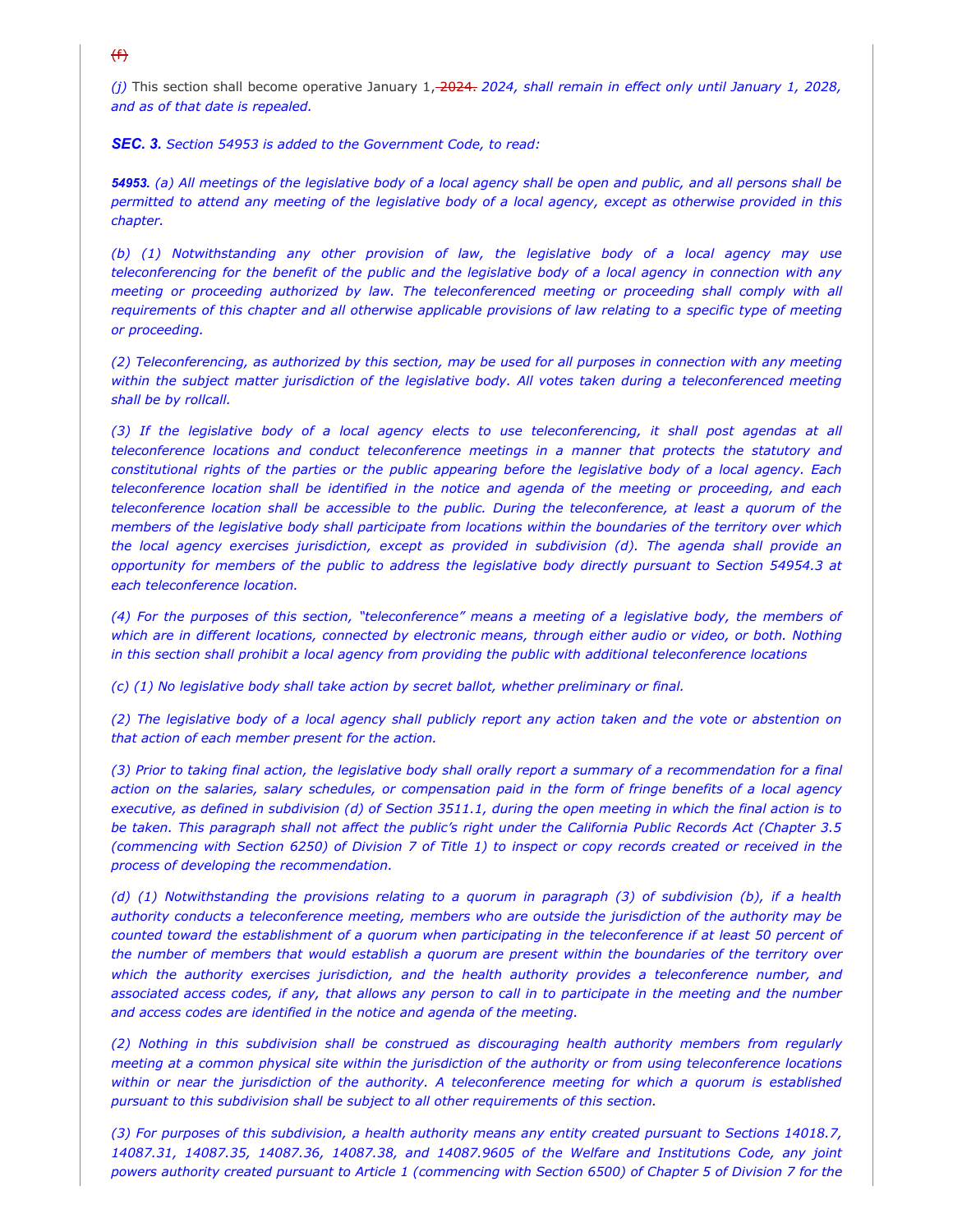~~(f)~~

*(j)* This section shall become operative January 1, ~~2024.~~ *2024, shall remain in effect only until January 1, 2028, and as of that date is repealed.*

***SEC. 3.*** *Section 54953 is added to the Government Code, to read:*

***54953.*** *(a) All meetings of the legislative body of a local agency shall be open and public, and all persons shall be permitted to attend any meeting of the legislative body of a local agency, except as otherwise provided in this chapter.*

*(b) (1) Notwithstanding any other provision of law, the legislative body of a local agency may use teleconferencing for the benefit of the public and the legislative body of a local agency in connection with any meeting or proceeding authorized by law. The teleconferenced meeting or proceeding shall comply with all requirements of this chapter and all otherwise applicable provisions of law relating to a specific type of meeting or proceeding.*

*(2) Teleconferencing, as authorized by this section, may be used for all purposes in connection with any meeting within the subject matter jurisdiction of the legislative body. All votes taken during a teleconferenced meeting shall be by rollcall.*

*(3) If the legislative body of a local agency elects to use teleconferencing, it shall post agendas at all teleconference locations and conduct teleconference meetings in a manner that protects the statutory and constitutional rights of the parties or the public appearing before the legislative body of a local agency. Each teleconference location shall be identified in the notice and agenda of the meeting or proceeding, and each teleconference location shall be accessible to the public. During the teleconference, at least a quorum of the members of the legislative body shall participate from locations within the boundaries of the territory over which the local agency exercises jurisdiction, except as provided in subdivision (d). The agenda shall provide an opportunity for members of the public to address the legislative body directly pursuant to Section 54954.3 at each teleconference location.*

*(4) For the purposes of this section, "teleconference" means a meeting of a legislative body, the members of which are in different locations, connected by electronic means, through either audio or video, or both. Nothing in this section shall prohibit a local agency from providing the public with additional teleconference locations*

*(c) (1) No legislative body shall take action by secret ballot, whether preliminary or final.*

*(2) The legislative body of a local agency shall publicly report any action taken and the vote or abstention on that action of each member present for the action.*

*(3) Prior to taking final action, the legislative body shall orally report a summary of a recommendation for a final action on the salaries, salary schedules, or compensation paid in the form of fringe benefits of a local agency executive, as defined in subdivision (d) of Section 3511.1, during the open meeting in which the final action is to be taken. This paragraph shall not affect the public's right under the California Public Records Act (Chapter 3.5 (commencing with Section 6250) of Division 7 of Title 1) to inspect or copy records created or received in the process of developing the recommendation.*

*(d) (1) Notwithstanding the provisions relating to a quorum in paragraph (3) of subdivision (b), if a health authority conducts a teleconference meeting, members who are outside the jurisdiction of the authority may be counted toward the establishment of a quorum when participating in the teleconference if at least 50 percent of the number of members that would establish a quorum are present within the boundaries of the territory over which the authority exercises jurisdiction, and the health authority provides a teleconference number, and associated access codes, if any, that allows any person to call in to participate in the meeting and the number and access codes are identified in the notice and agenda of the meeting.*

*(2) Nothing in this subdivision shall be construed as discouraging health authority members from regularly meeting at a common physical site within the jurisdiction of the authority or from using teleconference locations within or near the jurisdiction of the authority. A teleconference meeting for which a quorum is established pursuant to this subdivision shall be subject to all other requirements of this section.*

*(3) For purposes of this subdivision, a health authority means any entity created pursuant to Sections 14018.7, 14087.31, 14087.35, 14087.36, 14087.38, and 14087.9605 of the Welfare and Institutions Code, any joint powers authority created pursuant to Article 1 (commencing with Section 6500) of Chapter 5 of Division 7 for the*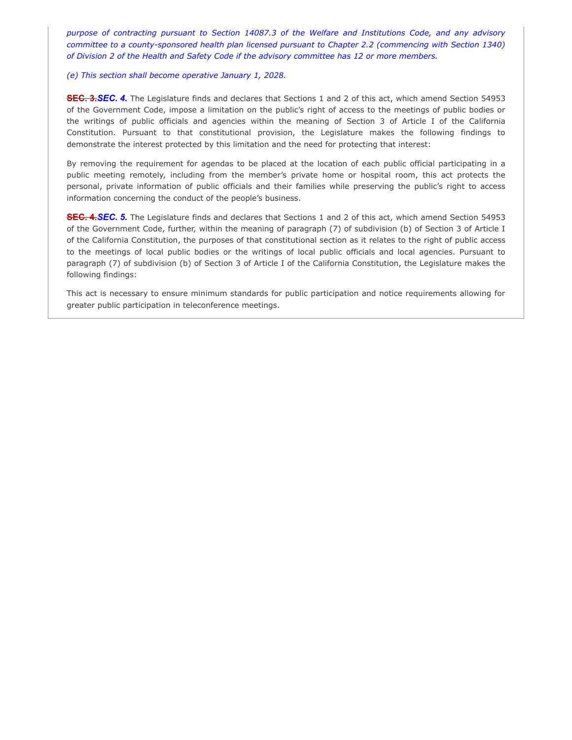*purpose of contracting pursuant to Section 14087.3 of the Welfare and Institutions Code, and any advisory committee to a county-sponsored health plan licensed pursuant to Chapter 2.2 (commencing with Section 1340) of Division 2 of the Health and Safety Code if the advisory committee has 12 or more members.*

*(e) This section shall become operative January 1, 2028.*

~~**SEC. 3.**~~***SEC. 4.*** The Legislature finds and declares that Sections 1 and 2 of this act, which amend Section 54953 of the Government Code, impose a limitation on the public's right of access to the meetings of public bodies or the writings of public officials and agencies within the meaning of Section 3 of Article I of the California Constitution. Pursuant to that constitutional provision, the Legislature makes the following findings to demonstrate the interest protected by this limitation and the need for protecting that interest:

By removing the requirement for agendas to be placed at the location of each public official participating in a public meeting remotely, including from the member's private home or hospital room, this act protects the personal, private information of public officials and their families while preserving the public's right to access information concerning the conduct of the people's business.

~~**SEC. 4.**~~***SEC. 5.*** The Legislature finds and declares that Sections 1 and 2 of this act, which amend Section 54953 of the Government Code, further, within the meaning of paragraph (7) of subdivision (b) of Section 3 of Article I of the California Constitution, the purposes of that constitutional section as it relates to the right of public access to the meetings of local public bodies or the writings of local public officials and local agencies. Pursuant to paragraph (7) of subdivision (b) of Section 3 of Article I of the California Constitution, the Legislature makes the following findings:

This act is necessary to ensure minimum standards for public participation and notice requirements allowing for greater public participation in teleconference meetings.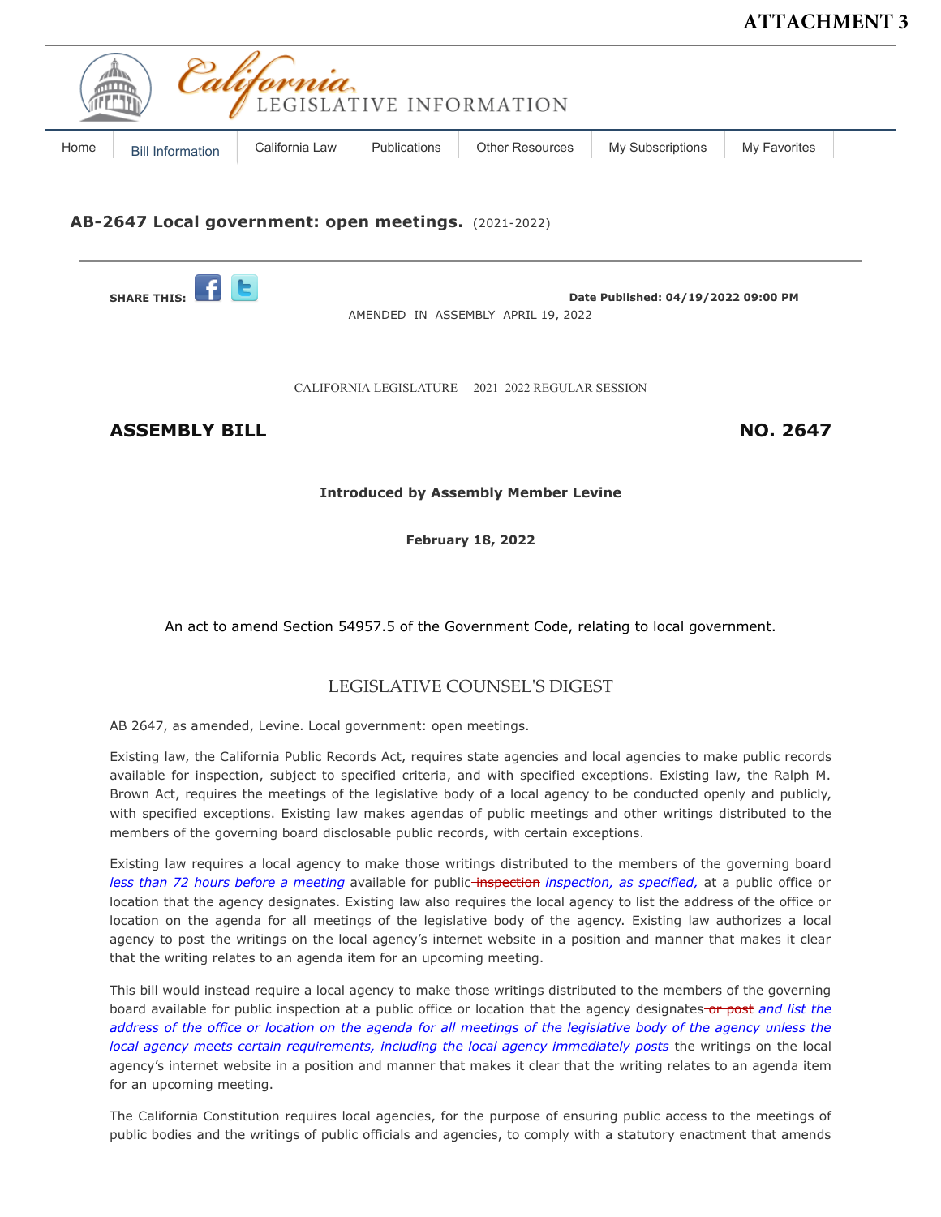**ATTACHMENT 3**

California LEGISLATIVE INFORMATION

Home | Bill Information | California Law | Publications | Other Resources | My Subscriptions | My Favorites

**AB-2647 Local government: open meetings.** (2021-2022)

SHARE THIS:

**Date Published: 04/19/2022 09:00 PM**

AMENDED IN ASSEMBLY APRIL 19, 2022

CALIFORNIA LEGISLATURE— 2021–2022 REGULAR SESSION

**ASSEMBLY BILL** **NO. 2647**

**Introduced by Assembly Member Levine**

**February 18, 2022**

An act to amend Section 54957.5 of the Government Code, relating to local government.

## LEGISLATIVE COUNSEL'S DIGEST

AB 2647, as amended, Levine. Local government: open meetings.

Existing law, the California Public Records Act, requires state agencies and local agencies to make public records available for inspection, subject to specified criteria, and with specified exceptions. Existing law, the Ralph M. Brown Act, requires the meetings of the legislative body of a local agency to be conducted openly and publicly, with specified exceptions. Existing law makes agendas of public meetings and other writings distributed to the members of the governing board disclosable public records, with certain exceptions.

Existing law requires a local agency to make those writings distributed to the members of the governing board *less than 72 hours before a meeting* available for public ~~inspection~~ *inspection, as specified,* at a public office or location that the agency designates. Existing law also requires the local agency to list the address of the office or location on the agenda for all meetings of the legislative body of the agency. Existing law authorizes a local agency to post the writings on the local agency's internet website in a position and manner that makes it clear that the writing relates to an agenda item for an upcoming meeting.

This bill would instead require a local agency to make those writings distributed to the members of the governing board available for public inspection at a public office or location that the agency designates ~~or post~~ *and list the address of the office or location on the agenda for all meetings of the legislative body of the agency unless the local agency meets certain requirements, including the local agency immediately posts* the writings on the local agency's internet website in a position and manner that makes it clear that the writing relates to an agenda item for an upcoming meeting.

The California Constitution requires local agencies, for the purpose of ensuring public access to the meetings of public bodies and the writings of public officials and agencies, to comply with a statutory enactment that amends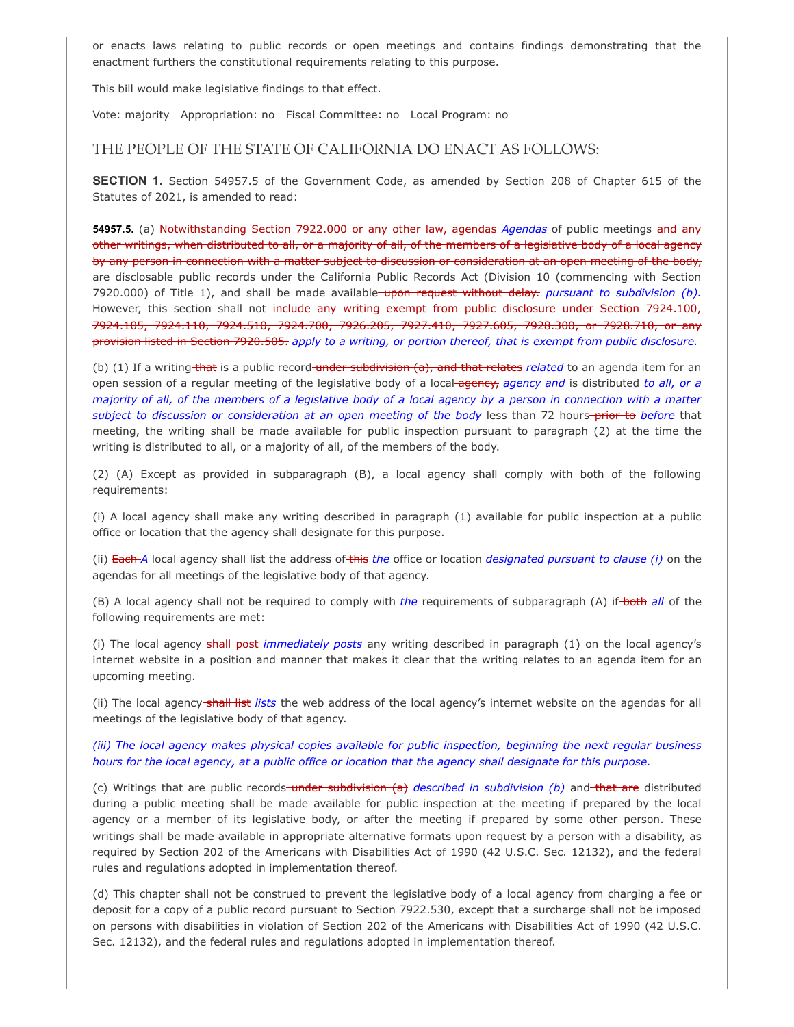or enacts laws relating to public records or open meetings and contains findings demonstrating that the enactment furthers the constitutional requirements relating to this purpose.

This bill would make legislative findings to that effect.

Vote: majority   Appropriation: no   Fiscal Committee: no   Local Program: no

## THE PEOPLE OF THE STATE OF CALIFORNIA DO ENACT AS FOLLOWS:

**SECTION 1.** Section 54957.5 of the Government Code, as amended by Section 208 of Chapter 615 of the Statutes of 2021, is amended to read:

**54957.5.** (a) ~~Notwithstanding Section 7922.000 or any other law, agendas~~ *Agendas* of public meetings ~~and any other writings, when distributed to all, or a majority of all, of the members of a legislative body of a local agency by any person in connection with a matter subject to discussion or consideration at an open meeting of the body,~~ are disclosable public records under the California Public Records Act (Division 10 (commencing with Section 7920.000) of Title 1), and shall be made available ~~upon request without delay.~~ *pursuant to subdivision (b).* However, this section shall not ~~include any writing exempt from public disclosure under Section 7924.100, 7924.105, 7924.110, 7924.510, 7924.700, 7926.205, 7927.410, 7927.605, 7928.300, or 7928.710, or any provision listed in Section 7920.505.~~ *apply to a writing, or portion thereof, that is exempt from public disclosure.*

(b) (1) If a writing ~~that~~ is a public record ~~under subdivision (a), and that relates~~ *related* to an agenda item for an open session of a regular meeting of the legislative body of a local ~~agency,~~ *agency and* is distributed *to all, or a majority of all, of the members of a legislative body of a local agency by a person in connection with a matter subject to discussion or consideration at an open meeting of the body* less than 72 hours ~~prior to~~ *before* that meeting, the writing shall be made available for public inspection pursuant to paragraph (2) at the time the writing is distributed to all, or a majority of all, of the members of the body.

(2) (A) Except as provided in subparagraph (B), a local agency shall comply with both of the following requirements:

(i) A local agency shall make any writing described in paragraph (1) available for public inspection at a public office or location that the agency shall designate for this purpose.

(ii) ~~Each~~ *A* local agency shall list the address of ~~this~~ *the* office or location *designated pursuant to clause (i)* on the agendas for all meetings of the legislative body of that agency.

(B) A local agency shall not be required to comply with *the* requirements of subparagraph (A) if ~~both~~ *all* of the following requirements are met:

(i) The local agency ~~shall post~~ *immediately posts* any writing described in paragraph (1) on the local agency's internet website in a position and manner that makes it clear that the writing relates to an agenda item for an upcoming meeting.

(ii) The local agency ~~shall list~~ *lists* the web address of the local agency's internet website on the agendas for all meetings of the legislative body of that agency.

*(iii) The local agency makes physical copies available for public inspection, beginning the next regular business hours for the local agency, at a public office or location that the agency shall designate for this purpose.*

(c) Writings that are public records ~~under subdivision (a)~~ *described in subdivision (b)* and ~~that are~~ distributed during a public meeting shall be made available for public inspection at the meeting if prepared by the local agency or a member of its legislative body, or after the meeting if prepared by some other person. These writings shall be made available in appropriate alternative formats upon request by a person with a disability, as required by Section 202 of the Americans with Disabilities Act of 1990 (42 U.S.C. Sec. 12132), and the federal rules and regulations adopted in implementation thereof.

(d) This chapter shall not be construed to prevent the legislative body of a local agency from charging a fee or deposit for a copy of a public record pursuant to Section 7922.530, except that a surcharge shall not be imposed on persons with disabilities in violation of Section 202 of the Americans with Disabilities Act of 1990 (42 U.S.C. Sec. 12132), and the federal rules and regulations adopted in implementation thereof.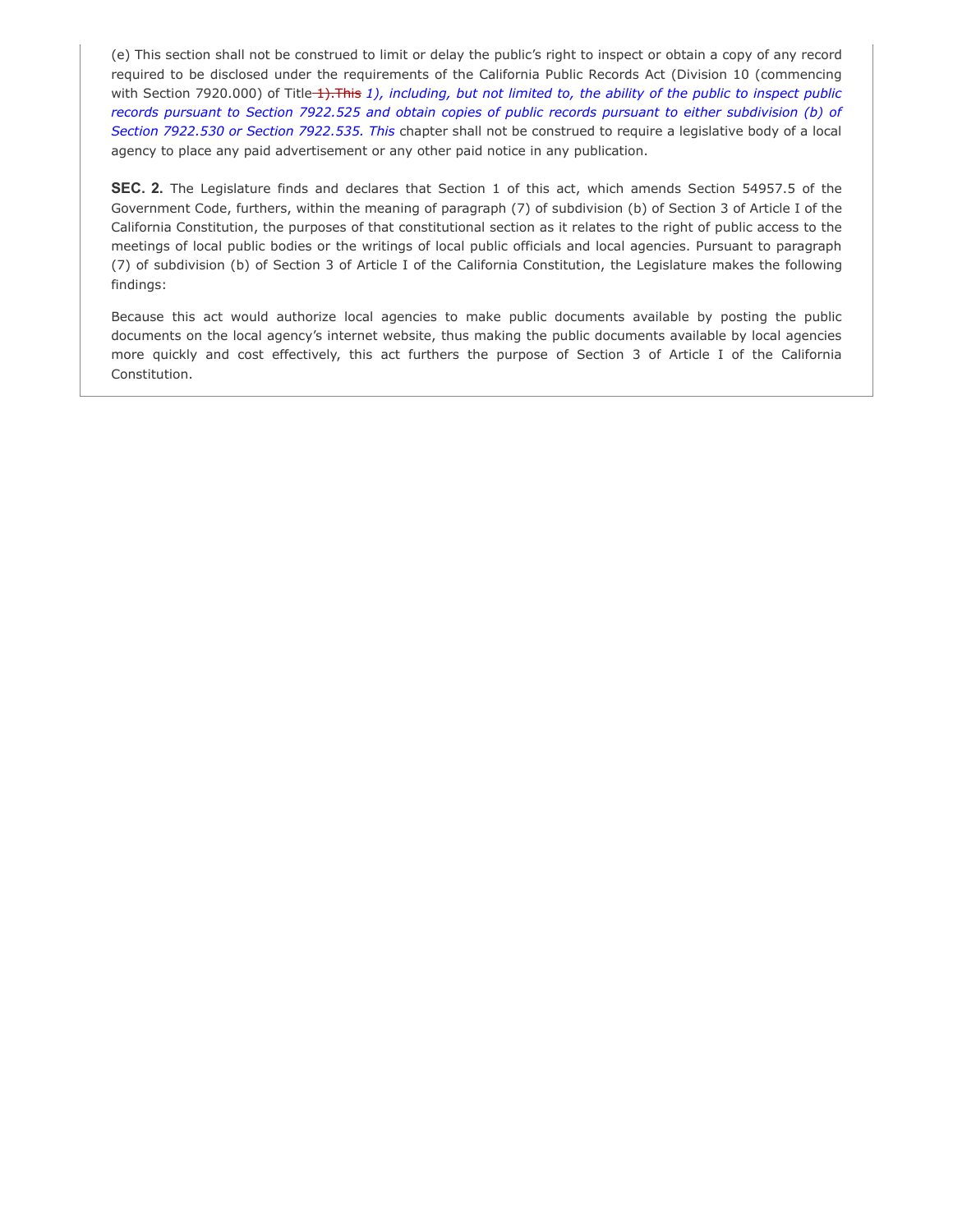(e) This section shall not be construed to limit or delay the public's right to inspect or obtain a copy of any record required to be disclosed under the requirements of the California Public Records Act (Division 10 (commencing with Section 7920.000) of Title ~~1).This~~ *1), including, but not limited to, the ability of the public to inspect public records pursuant to Section 7922.525 and obtain copies of public records pursuant to either subdivision (b) of Section 7922.530 or Section 7922.535. This* chapter shall not be construed to require a legislative body of a local agency to place any paid advertisement or any other paid notice in any publication.

**SEC. 2.** The Legislature finds and declares that Section 1 of this act, which amends Section 54957.5 of the Government Code, furthers, within the meaning of paragraph (7) of subdivision (b) of Section 3 of Article I of the California Constitution, the purposes of that constitutional section as it relates to the right of public access to the meetings of local public bodies or the writings of local public officials and local agencies. Pursuant to paragraph (7) of subdivision (b) of Section 3 of Article I of the California Constitution, the Legislature makes the following findings:

Because this act would authorize local agencies to make public documents available by posting the public documents on the local agency's internet website, thus making the public documents available by local agencies more quickly and cost effectively, this act furthers the purpose of Section 3 of Article I of the California Constitution.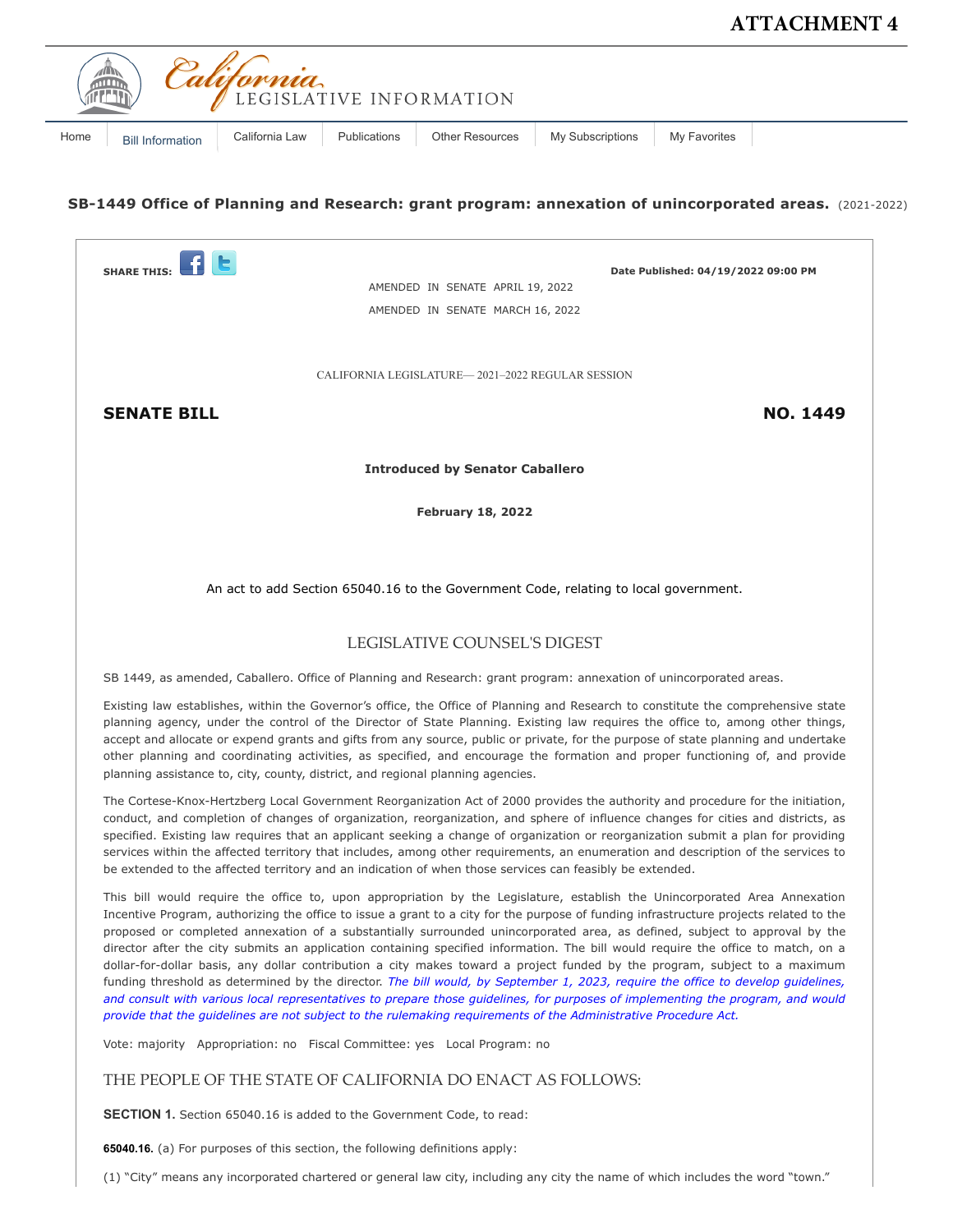# ATTACHMENT 4

California LEGISLATIVE INFORMATION

Home | Bill Information | California Law | Publications | Other Resources | My Subscriptions | My Favorites

## SB-1449 Office of Planning and Research: grant program: annexation of unincorporated areas. (2021-2022)

SHARE THIS:

Date Published: 04/19/2022 09:00 PM

AMENDED IN SENATE APRIL 19, 2022

AMENDED IN SENATE MARCH 16, 2022

CALIFORNIA LEGISLATURE— 2021–2022 REGULAR SESSION

**SENATE BILL** **NO. 1449**

**Introduced by Senator Caballero**

**February 18, 2022**

An act to add Section 65040.16 to the Government Code, relating to local government.

## LEGISLATIVE COUNSEL'S DIGEST

SB 1449, as amended, Caballero. Office of Planning and Research: grant program: annexation of unincorporated areas.

Existing law establishes, within the Governor's office, the Office of Planning and Research to constitute the comprehensive state planning agency, under the control of the Director of State Planning. Existing law requires the office to, among other things, accept and allocate or expend grants and gifts from any source, public or private, for the purpose of state planning and undertake other planning and coordinating activities, as specified, and encourage the formation and proper functioning of, and provide planning assistance to, city, county, district, and regional planning agencies.

The Cortese-Knox-Hertzberg Local Government Reorganization Act of 2000 provides the authority and procedure for the initiation, conduct, and completion of changes of organization, reorganization, and sphere of influence changes for cities and districts, as specified. Existing law requires that an applicant seeking a change of organization or reorganization submit a plan for providing services within the affected territory that includes, among other requirements, an enumeration and description of the services to be extended to the affected territory and an indication of when those services can feasibly be extended.

This bill would require the office to, upon appropriation by the Legislature, establish the Unincorporated Area Annexation Incentive Program, authorizing the office to issue a grant to a city for the purpose of funding infrastructure projects related to the proposed or completed annexation of a substantially surrounded unincorporated area, as defined, subject to approval by the director after the city submits an application containing specified information. The bill would require the office to match, on a dollar-for-dollar basis, any dollar contribution a city makes toward a project funded by the program, subject to a maximum funding threshold as determined by the director. *The bill would, by September 1, 2023, require the office to develop guidelines, and consult with various local representatives to prepare those guidelines, for purposes of implementing the program, and would provide that the guidelines are not subject to the rulemaking requirements of the Administrative Procedure Act.*

Vote: majority Appropriation: no Fiscal Committee: yes Local Program: no

## THE PEOPLE OF THE STATE OF CALIFORNIA DO ENACT AS FOLLOWS:

**SECTION 1.** Section 65040.16 is added to the Government Code, to read:

**65040.16.** (a) For purposes of this section, the following definitions apply:

(1) "City" means any incorporated chartered or general law city, including any city the name of which includes the word "town."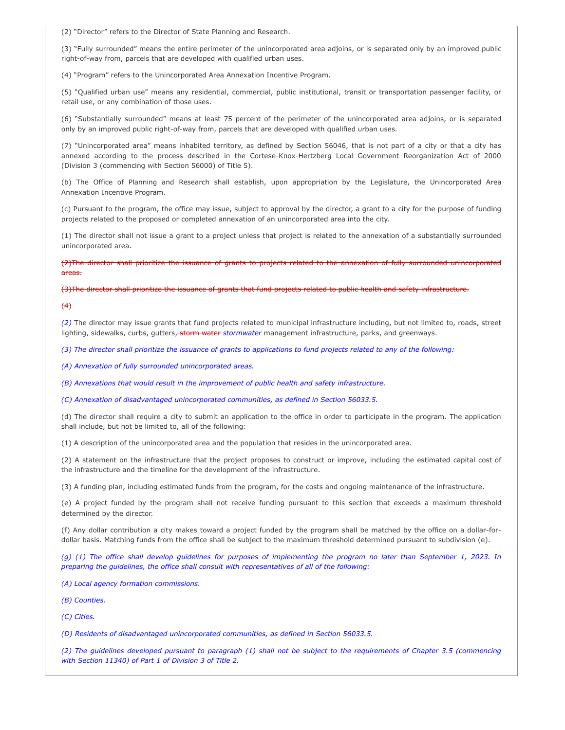(2) “Director” refers to the Director of State Planning and Research.

(3) “Fully surrounded” means the entire perimeter of the unincorporated area adjoins, or is separated only by an improved public right-of-way from, parcels that are developed with qualified urban uses.

(4) “Program” refers to the Unincorporated Area Annexation Incentive Program.

(5) “Qualified urban use” means any residential, commercial, public institutional, transit or transportation passenger facility, or retail use, or any combination of those uses.

(6) “Substantially surrounded” means at least 75 percent of the perimeter of the unincorporated area adjoins, or is separated only by an improved public right-of-way from, parcels that are developed with qualified urban uses.

(7) “Unincorporated area” means inhabited territory, as defined by Section 56046, that is not part of a city or that a city has annexed according to the process described in the Cortese-Knox-Hertzberg Local Government Reorganization Act of 2000 (Division 3 (commencing with Section 56000) of Title 5).

(b) The Office of Planning and Research shall establish, upon appropriation by the Legislature, the Unincorporated Area Annexation Incentive Program.

(c) Pursuant to the program, the office may issue, subject to approval by the director, a grant to a city for the purpose of funding projects related to the proposed or completed annexation of an unincorporated area into the city.

(1) The director shall not issue a grant to a project unless that project is related to the annexation of a substantially surrounded unincorporated area.

~~(2)The director shall prioritize the issuance of grants to projects related to the annexation of fully surrounded unincorporated areas.~~

~~(3)The director shall prioritize the issuance of grants that fund projects related to public health and safety infrastructure.~~

~~(4)~~

*(2)* The director may issue grants that fund projects related to municipal infrastructure including, but not limited to, roads, street lighting, sidewalks, curbs, gutters, ~~storm water~~ *stormwater* management infrastructure, parks, and greenways.

*(3) The director shall prioritize the issuance of grants to applications to fund projects related to any of the following:*

*(A) Annexation of fully surrounded unincorporated areas.*

*(B) Annexations that would result in the improvement of public health and safety infrastructure.*

*(C) Annexation of disadvantaged unincorporated communities, as defined in Section 56033.5.*

(d) The director shall require a city to submit an application to the office in order to participate in the program. The application shall include, but not be limited to, all of the following:

(1) A description of the unincorporated area and the population that resides in the unincorporated area.

(2) A statement on the infrastructure that the project proposes to construct or improve, including the estimated capital cost of the infrastructure and the timeline for the development of the infrastructure.

(3) A funding plan, including estimated funds from the program, for the costs and ongoing maintenance of the infrastructure.

(e) A project funded by the program shall not receive funding pursuant to this section that exceeds a maximum threshold determined by the director.

(f) Any dollar contribution a city makes toward a project funded by the program shall be matched by the office on a dollar-for-dollar basis. Matching funds from the office shall be subject to the maximum threshold determined pursuant to subdivision (e).

*(g) (1) The office shall develop guidelines for purposes of implementing the program no later than September 1, 2023. In preparing the guidelines, the office shall consult with representatives of all of the following:*

*(A) Local agency formation commissions.*

*(B) Counties.*

*(C) Cities.*

*(D) Residents of disadvantaged unincorporated communities, as defined in Section 56033.5.*

*(2) The guidelines developed pursuant to paragraph (1) shall not be subject to the requirements of Chapter 3.5 (commencing with Section 11340) of Part 1 of Division 3 of Title 2.*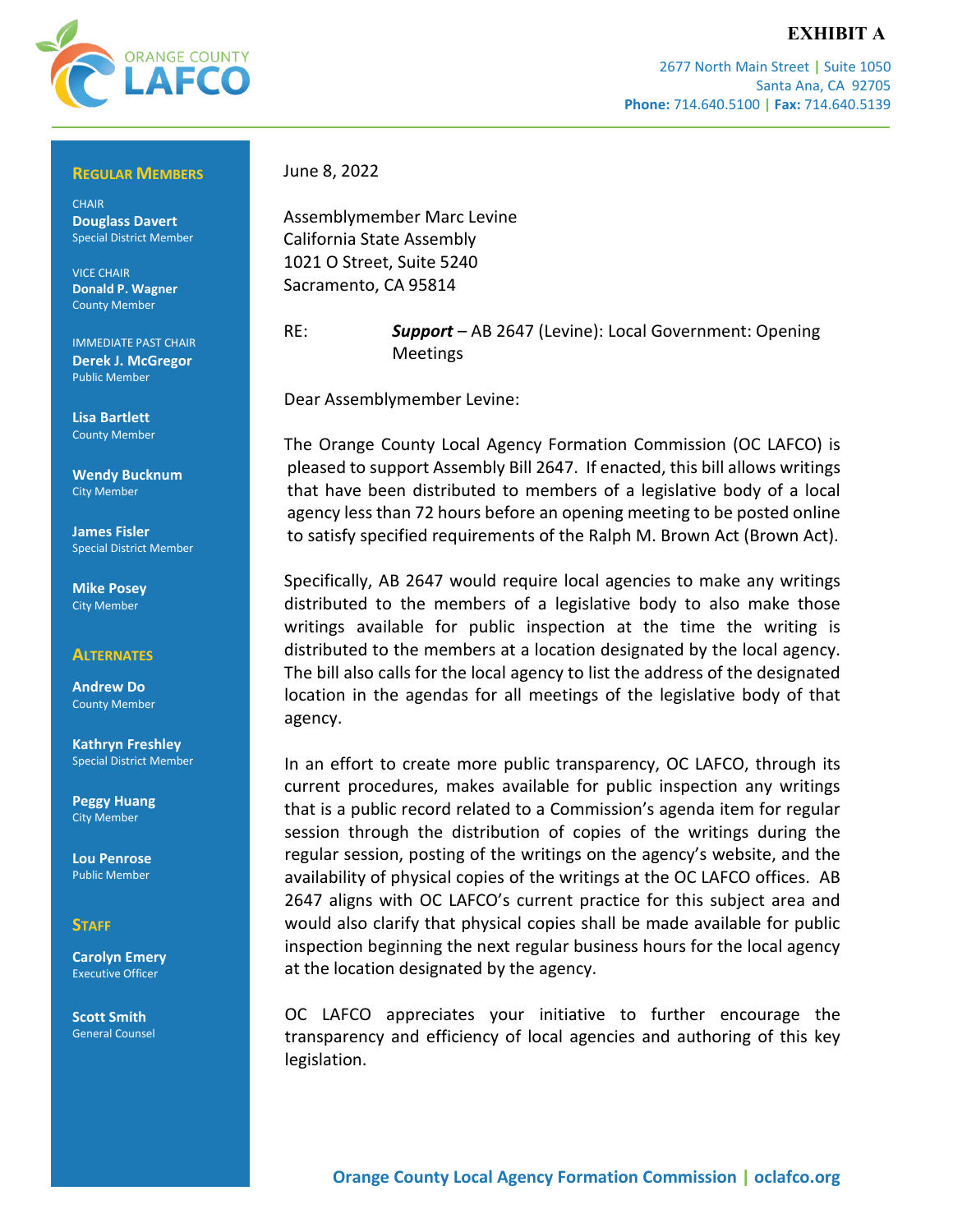**EXHIBIT A**

ORANGE COUNTY LAFCO

2677 North Main Street | Suite 1050
Santa Ana, CA 92705
**Phone:** 714.640.5100 | **Fax:** 714.640.5139

**REGULAR MEMBERS**

CHAIR
**Douglass Davert**
Special District Member

VICE CHAIR
**Donald P. Wagner**
County Member

IMMEDIATE PAST CHAIR
**Derek J. McGregor**
Public Member

**Lisa Bartlett**
County Member

**Wendy Bucknum**
City Member

**James Fisler**
Special District Member

**Mike Posey**
City Member

**ALTERNATES**

**Andrew Do**
County Member

**Kathryn Freshley**
Special District Member

**Peggy Huang**
City Member

**Lou Penrose**
Public Member

**STAFF**

**Carolyn Emery**
Executive Officer

**Scott Smith**
General Counsel

June 8, 2022

Assemblymember Marc Levine
California State Assembly
1021 O Street, Suite 5240
Sacramento, CA 95814

RE: ***Support*** – AB 2647 (Levine): Local Government: Opening Meetings

Dear Assemblymember Levine:

The Orange County Local Agency Formation Commission (OC LAFCO) is pleased to support Assembly Bill 2647. If enacted, this bill allows writings that have been distributed to members of a legislative body of a local agency less than 72 hours before an opening meeting to be posted online to satisfy specified requirements of the Ralph M. Brown Act (Brown Act).

Specifically, AB 2647 would require local agencies to make any writings distributed to the members of a legislative body to also make those writings available for public inspection at the time the writing is distributed to the members at a location designated by the local agency. The bill also calls for the local agency to list the address of the designated location in the agendas for all meetings of the legislative body of that agency.

In an effort to create more public transparency, OC LAFCO, through its current procedures, makes available for public inspection any writings that is a public record related to a Commission's agenda item for regular session through the distribution of copies of the writings during the regular session, posting of the writings on the agency's website, and the availability of physical copies of the writings at the OC LAFCO offices. AB 2647 aligns with OC LAFCO's current practice for this subject area and would also clarify that physical copies shall be made available for public inspection beginning the next regular business hours for the local agency at the location designated by the agency.

OC LAFCO appreciates your initiative to further encourage the transparency and efficiency of local agencies and authoring of this key legislation.

**Orange County Local Agency Formation Commission | oclafco.org**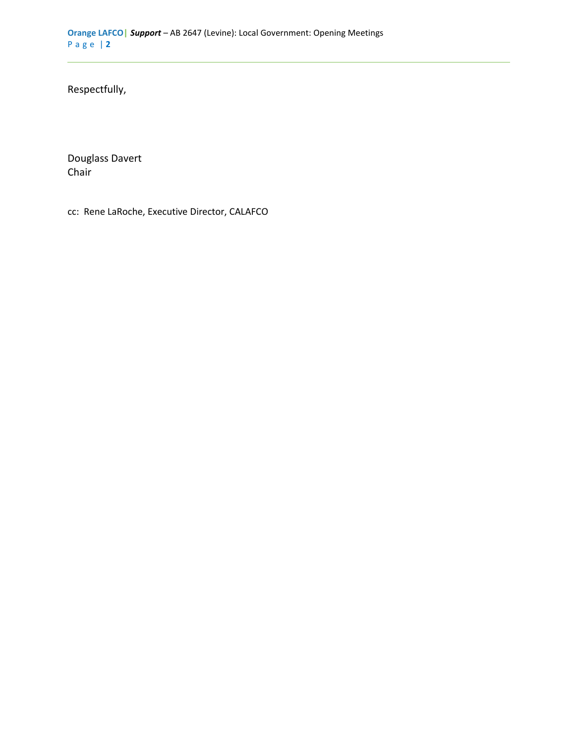Respectfully,

Douglass Davert
Chair

cc: Rene LaRoche, Executive Director, CALAFCO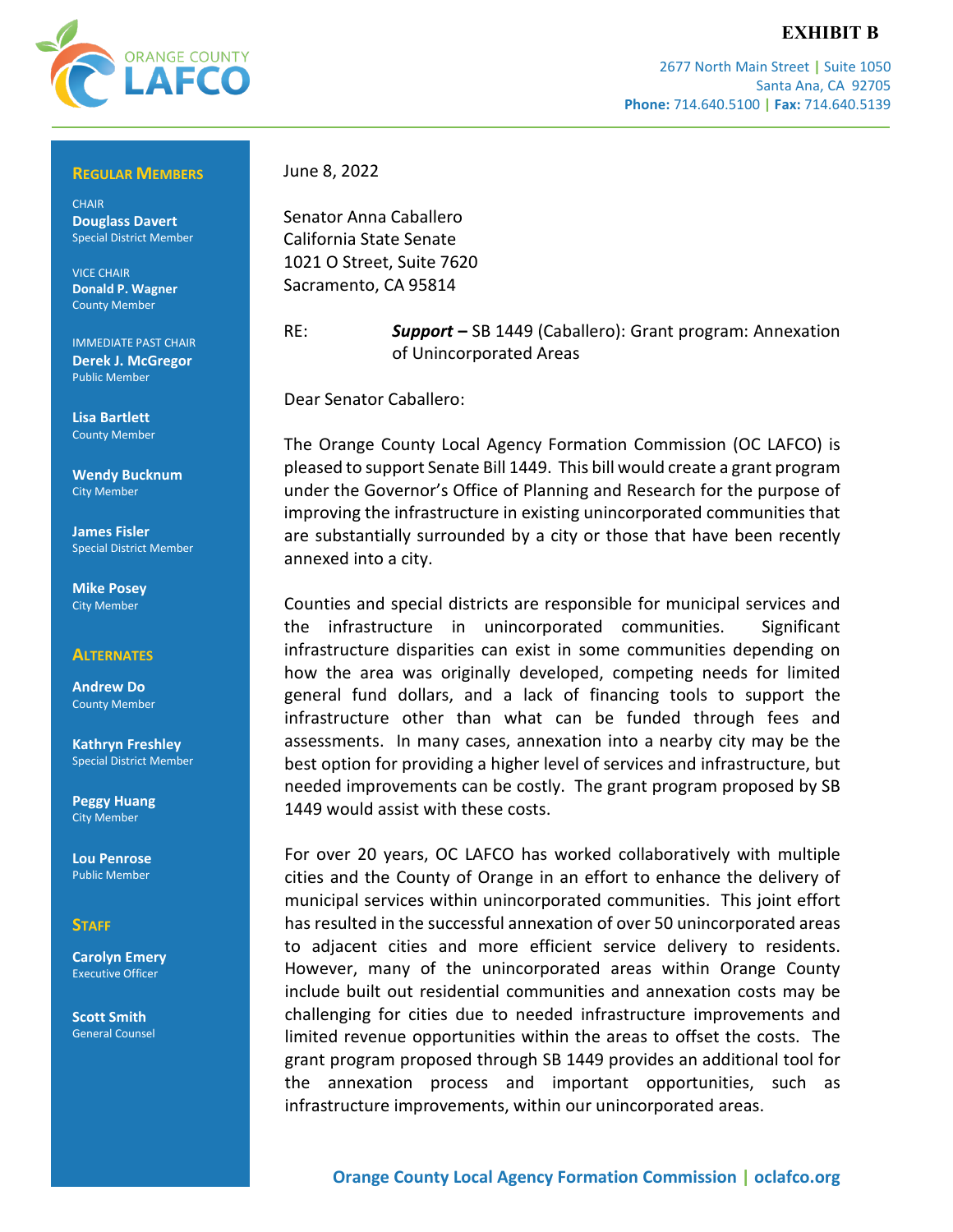**EXHIBIT B**

ORANGE COUNTY LAFCO

2677 North Main Street | Suite 1050
Santa Ana, CA 92705
**Phone:** 714.640.5100 | **Fax:** 714.640.5139

**REGULAR MEMBERS**

CHAIR
**Douglass Davert**
Special District Member

VICE CHAIR
**Donald P. Wagner**
County Member

IMMEDIATE PAST CHAIR
**Derek J. McGregor**
Public Member

**Lisa Bartlett**
County Member

**Wendy Bucknum**
City Member

**James Fisler**
Special District Member

**Mike Posey**
City Member

**ALTERNATES**

**Andrew Do**
County Member

**Kathryn Freshley**
Special District Member

**Peggy Huang**
City Member

**Lou Penrose**
Public Member

**STAFF**

**Carolyn Emery**
Executive Officer

**Scott Smith**
General Counsel

June 8, 2022

Senator Anna Caballero
California State Senate
1021 O Street, Suite 7620
Sacramento, CA 95814

RE: ***Support –*** SB 1449 (Caballero): Grant program: Annexation of Unincorporated Areas

Dear Senator Caballero:

The Orange County Local Agency Formation Commission (OC LAFCO) is pleased to support Senate Bill 1449. This bill would create a grant program under the Governor's Office of Planning and Research for the purpose of improving the infrastructure in existing unincorporated communities that are substantially surrounded by a city or those that have been recently annexed into a city.

Counties and special districts are responsible for municipal services and the infrastructure in unincorporated communities. Significant infrastructure disparities can exist in some communities depending on how the area was originally developed, competing needs for limited general fund dollars, and a lack of financing tools to support the infrastructure other than what can be funded through fees and assessments. In many cases, annexation into a nearby city may be the best option for providing a higher level of services and infrastructure, but needed improvements can be costly. The grant program proposed by SB 1449 would assist with these costs.

For over 20 years, OC LAFCO has worked collaboratively with multiple cities and the County of Orange in an effort to enhance the delivery of municipal services within unincorporated communities. This joint effort has resulted in the successful annexation of over 50 unincorporated areas to adjacent cities and more efficient service delivery to residents. However, many of the unincorporated areas within Orange County include built out residential communities and annexation costs may be challenging for cities due to needed infrastructure improvements and limited revenue opportunities within the areas to offset the costs. The grant program proposed through SB 1449 provides an additional tool for the annexation process and important opportunities, such as infrastructure improvements, within our unincorporated areas.

Orange County Local Agency Formation Commission | oclafco.org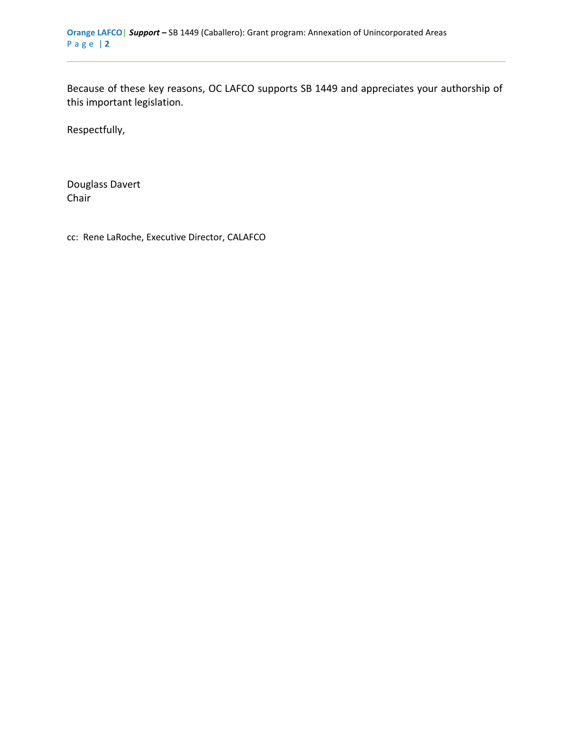Because of these key reasons, OC LAFCO supports SB 1449 and appreciates your authorship of this important legislation.

Respectfully,

Douglass Davert
Chair

cc: Rene LaRoche, Executive Director, CALAFCO